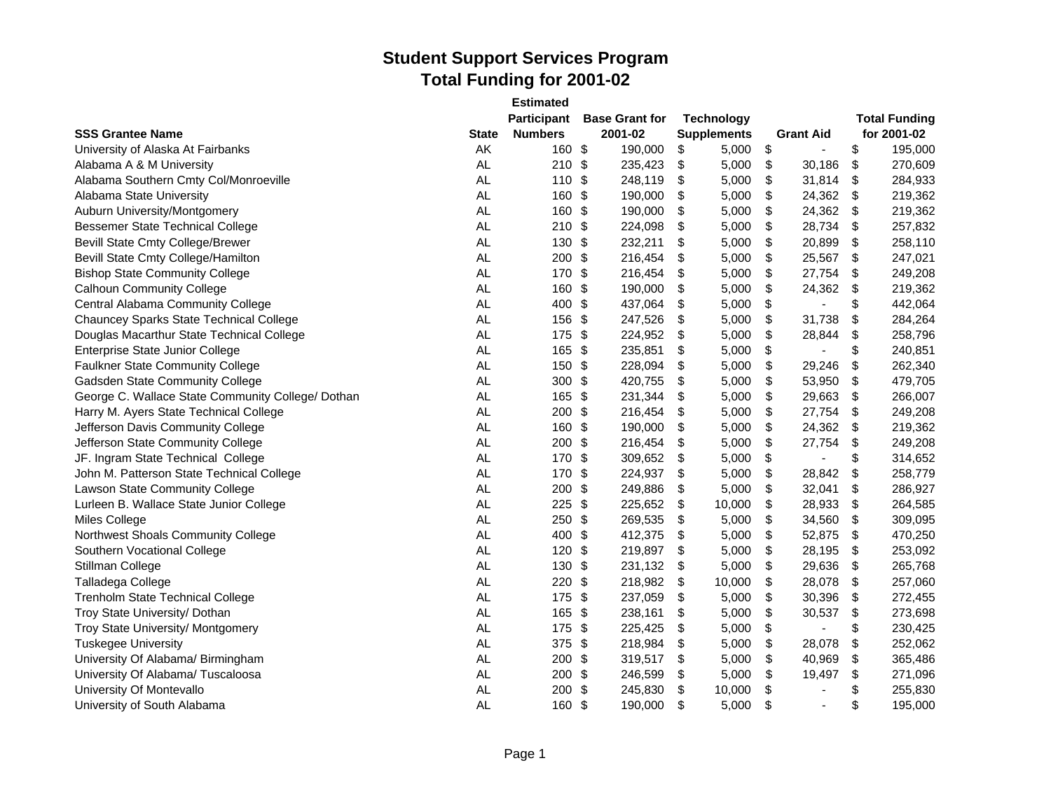# Student Support Services Program
## Total Funding for 2001-02

| SSS Grantee Name | State | Estimated Participant Numbers | Base Grant for 2001-02 | Technology Supplements | Grant Aid | Total Funding for 2001-02 |
|---|---|---|---|---|---|---|
| University of Alaska At Fairbanks | AK | 160 | $ 190,000 | $ 5,000 | $ - | $ 195,000 |
| Alabama A & M University | AL | 210 | $ 235,423 | $ 5,000 | $ 30,186 | $ 270,609 |
| Alabama Southern Cmty Col/Monroeville | AL | 110 | $ 248,119 | $ 5,000 | $ 31,814 | $ 284,933 |
| Alabama State University | AL | 160 | $ 190,000 | $ 5,000 | $ 24,362 | $ 219,362 |
| Auburn University/Montgomery | AL | 160 | $ 190,000 | $ 5,000 | $ 24,362 | $ 219,362 |
| Bessemer State Technical College | AL | 210 | $ 224,098 | $ 5,000 | $ 28,734 | $ 257,832 |
| Bevill State Cmty College/Brewer | AL | 130 | $ 232,211 | $ 5,000 | $ 20,899 | $ 258,110 |
| Bevill State Cmty College/Hamilton | AL | 200 | $ 216,454 | $ 5,000 | $ 25,567 | $ 247,021 |
| Bishop State Community College | AL | 170 | $ 216,454 | $ 5,000 | $ 27,754 | $ 249,208 |
| Calhoun Community College | AL | 160 | $ 190,000 | $ 5,000 | $ 24,362 | $ 219,362 |
| Central Alabama Community College | AL | 400 | $ 437,064 | $ 5,000 | $ - | $ 442,064 |
| Chauncey Sparks State Technical College | AL | 156 | $ 247,526 | $ 5,000 | $ 31,738 | $ 284,264 |
| Douglas Macarthur State Technical College | AL | 175 | $ 224,952 | $ 5,000 | $ 28,844 | $ 258,796 |
| Enterprise State Junior College | AL | 165 | $ 235,851 | $ 5,000 | $ - | $ 240,851 |
| Faulkner State Community College | AL | 150 | $ 228,094 | $ 5,000 | $ 29,246 | $ 262,340 |
| Gadsden State Community College | AL | 300 | $ 420,755 | $ 5,000 | $ 53,950 | $ 479,705 |
| George C. Wallace State Community College/ Dothan | AL | 165 | $ 231,344 | $ 5,000 | $ 29,663 | $ 266,007 |
| Harry M. Ayers State Technical College | AL | 200 | $ 216,454 | $ 5,000 | $ 27,754 | $ 249,208 |
| Jefferson Davis Community College | AL | 160 | $ 190,000 | $ 5,000 | $ 24,362 | $ 219,362 |
| Jefferson State Community College | AL | 200 | $ 216,454 | $ 5,000 | $ 27,754 | $ 249,208 |
| JF. Ingram State Technical College | AL | 170 | $ 309,652 | $ 5,000 | $ - | $ 314,652 |
| John M. Patterson State Technical College | AL | 170 | $ 224,937 | $ 5,000 | $ 28,842 | $ 258,779 |
| Lawson State Community College | AL | 200 | $ 249,886 | $ 5,000 | $ 32,041 | $ 286,927 |
| Lurleen B. Wallace State Junior College | AL | 225 | $ 225,652 | $ 10,000 | $ 28,933 | $ 264,585 |
| Miles College | AL | 250 | $ 269,535 | $ 5,000 | $ 34,560 | $ 309,095 |
| Northwest Shoals Community College | AL | 400 | $ 412,375 | $ 5,000 | $ 52,875 | $ 470,250 |
| Southern Vocational College | AL | 120 | $ 219,897 | $ 5,000 | $ 28,195 | $ 253,092 |
| Stillman College | AL | 130 | $ 231,132 | $ 5,000 | $ 29,636 | $ 265,768 |
| Talladega College | AL | 220 | $ 218,982 | $ 10,000 | $ 28,078 | $ 257,060 |
| Trenholm State Technical College | AL | 175 | $ 237,059 | $ 5,000 | $ 30,396 | $ 272,455 |
| Troy State University/ Dothan | AL | 165 | $ 238,161 | $ 5,000 | $ 30,537 | $ 273,698 |
| Troy State University/ Montgomery | AL | 175 | $ 225,425 | $ 5,000 | $ - | $ 230,425 |
| Tuskegee University | AL | 375 | $ 218,984 | $ 5,000 | $ 28,078 | $ 252,062 |
| University Of Alabama/ Birmingham | AL | 200 | $ 319,517 | $ 5,000 | $ 40,969 | $ 365,486 |
| University Of Alabama/ Tuscaloosa | AL | 200 | $ 246,599 | $ 5,000 | $ 19,497 | $ 271,096 |
| University Of Montevallo | AL | 200 | $ 245,830 | $ 10,000 | $ - | $ 255,830 |
| University of South Alabama | AL | 160 | $ 190,000 | $ 5,000 | $ - | $ 195,000 |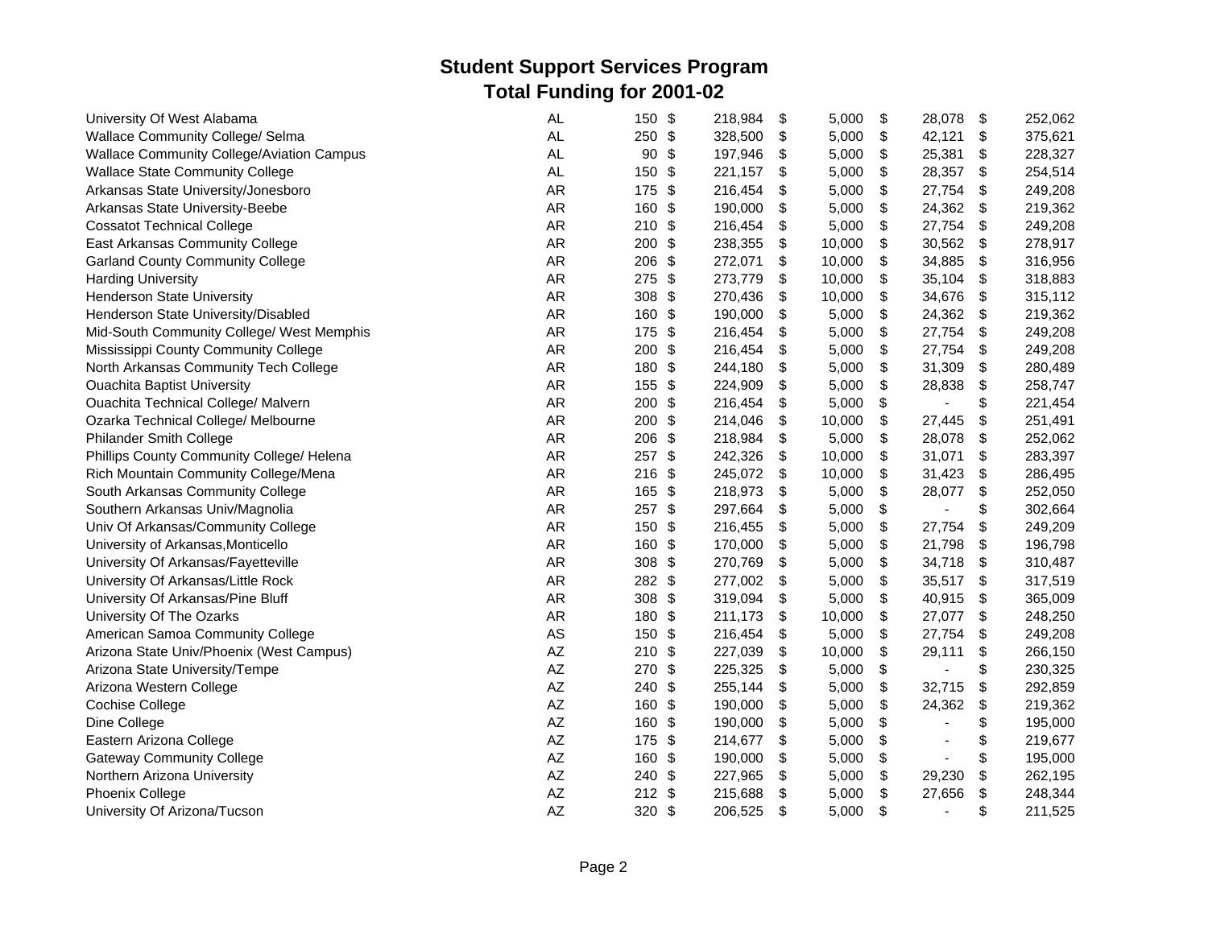## Student Support Services Program
## Total Funding for 2001-02

| Institution | State | Number | Amount | Amount | Amount | Total |
|---|---|---|---|---|---|---|
| University Of West Alabama | AL | 150 | $ 218,984 | $ 5,000 | $ 28,078 | $ 252,062 |
| Wallace Community College/ Selma | AL | 250 | $ 328,500 | $ 5,000 | $ 42,121 | $ 375,621 |
| Wallace Community College/Aviation Campus | AL | 90 | $ 197,946 | $ 5,000 | $ 25,381 | $ 228,327 |
| Wallace State Community College | AL | 150 | $ 221,157 | $ 5,000 | $ 28,357 | $ 254,514 |
| Arkansas State University/Jonesboro | AR | 175 | $ 216,454 | $ 5,000 | $ 27,754 | $ 249,208 |
| Arkansas State University-Beebe | AR | 160 | $ 190,000 | $ 5,000 | $ 24,362 | $ 219,362 |
| Cossatot Technical College | AR | 210 | $ 216,454 | $ 5,000 | $ 27,754 | $ 249,208 |
| East Arkansas Community College | AR | 200 | $ 238,355 | $ 10,000 | $ 30,562 | $ 278,917 |
| Garland County Community College | AR | 206 | $ 272,071 | $ 10,000 | $ 34,885 | $ 316,956 |
| Harding University | AR | 275 | $ 273,779 | $ 10,000 | $ 35,104 | $ 318,883 |
| Henderson State University | AR | 308 | $ 270,436 | $ 10,000 | $ 34,676 | $ 315,112 |
| Henderson State University/Disabled | AR | 160 | $ 190,000 | $ 5,000 | $ 24,362 | $ 219,362 |
| Mid-South Community College/ West Memphis | AR | 175 | $ 216,454 | $ 5,000 | $ 27,754 | $ 249,208 |
| Mississippi County Community College | AR | 200 | $ 216,454 | $ 5,000 | $ 27,754 | $ 249,208 |
| North Arkansas Community Tech College | AR | 180 | $ 244,180 | $ 5,000 | $ 31,309 | $ 280,489 |
| Ouachita Baptist University | AR | 155 | $ 224,909 | $ 5,000 | $ 28,838 | $ 258,747 |
| Ouachita Technical College/ Malvern | AR | 200 | $ 216,454 | $ 5,000 | $ - | $ 221,454 |
| Ozarka Technical College/ Melbourne | AR | 200 | $ 214,046 | $ 10,000 | $ 27,445 | $ 251,491 |
| Philander Smith College | AR | 206 | $ 218,984 | $ 5,000 | $ 28,078 | $ 252,062 |
| Phillips County Community College/ Helena | AR | 257 | $ 242,326 | $ 10,000 | $ 31,071 | $ 283,397 |
| Rich Mountain Community College/Mena | AR | 216 | $ 245,072 | $ 10,000 | $ 31,423 | $ 286,495 |
| South Arkansas Community College | AR | 165 | $ 218,973 | $ 5,000 | $ 28,077 | $ 252,050 |
| Southern Arkansas Univ/Magnolia | AR | 257 | $ 297,664 | $ 5,000 | $ - | $ 302,664 |
| Univ Of Arkansas/Community College | AR | 150 | $ 216,455 | $ 5,000 | $ 27,754 | $ 249,209 |
| University of Arkansas,Monticello | AR | 160 | $ 170,000 | $ 5,000 | $ 21,798 | $ 196,798 |
| University Of Arkansas/Fayetteville | AR | 308 | $ 270,769 | $ 5,000 | $ 34,718 | $ 310,487 |
| University Of Arkansas/Little Rock | AR | 282 | $ 277,002 | $ 5,000 | $ 35,517 | $ 317,519 |
| University Of Arkansas/Pine Bluff | AR | 308 | $ 319,094 | $ 5,000 | $ 40,915 | $ 365,009 |
| University Of The Ozarks | AR | 180 | $ 211,173 | $ 10,000 | $ 27,077 | $ 248,250 |
| American Samoa Community College | AS | 150 | $ 216,454 | $ 5,000 | $ 27,754 | $ 249,208 |
| Arizona State Univ/Phoenix (West Campus) | AZ | 210 | $ 227,039 | $ 10,000 | $ 29,111 | $ 266,150 |
| Arizona State University/Tempe | AZ | 270 | $ 225,325 | $ 5,000 | $ - | $ 230,325 |
| Arizona Western College | AZ | 240 | $ 255,144 | $ 5,000 | $ 32,715 | $ 292,859 |
| Cochise College | AZ | 160 | $ 190,000 | $ 5,000 | $ 24,362 | $ 219,362 |
| Dine College | AZ | 160 | $ 190,000 | $ 5,000 | $ - | $ 195,000 |
| Eastern Arizona College | AZ | 175 | $ 214,677 | $ 5,000 | $ - | $ 219,677 |
| Gateway Community College | AZ | 160 | $ 190,000 | $ 5,000 | $ - | $ 195,000 |
| Northern Arizona University | AZ | 240 | $ 227,965 | $ 5,000 | $ 29,230 | $ 262,195 |
| Phoenix College | AZ | 212 | $ 215,688 | $ 5,000 | $ 27,656 | $ 248,344 |
| University Of Arizona/Tucson | AZ | 320 | $ 206,525 | $ 5,000 | $ - | $ 211,525 |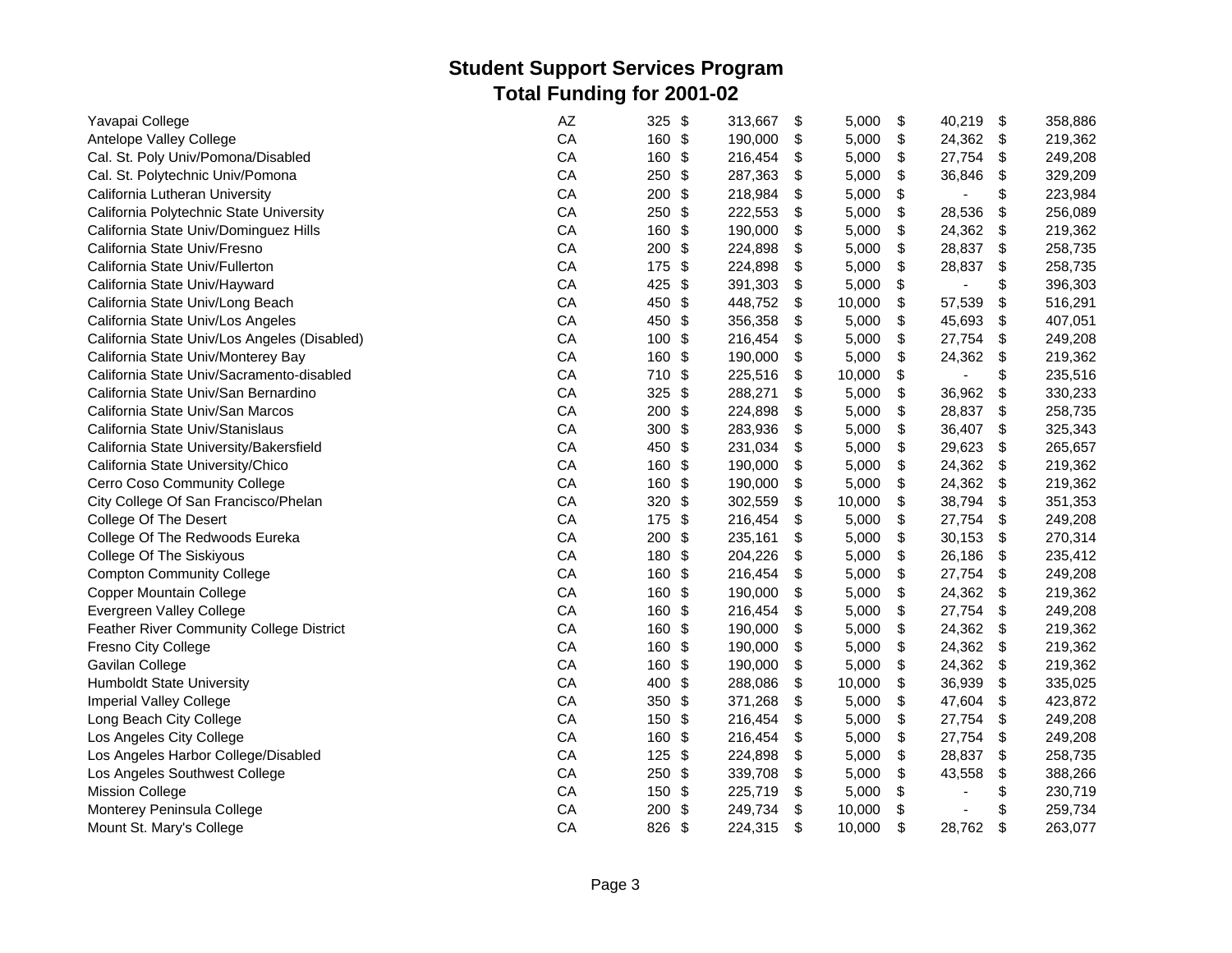# Student Support Services Program
## Total Funding for 2001-02

| | | | | | | |
|---|---|---|---|---|---|---|
| Yavapai College | AZ | 325 | $ 313,667 | $ 5,000 | $ 40,219 | $ 358,886 |
| Antelope Valley College | CA | 160 | $ 190,000 | $ 5,000 | $ 24,362 | $ 219,362 |
| Cal. St. Poly Univ/Pomona/Disabled | CA | 160 | $ 216,454 | $ 5,000 | $ 27,754 | $ 249,208 |
| Cal. St. Polytechnic Univ/Pomona | CA | 250 | $ 287,363 | $ 5,000 | $ 36,846 | $ 329,209 |
| California Lutheran University | CA | 200 | $ 218,984 | $ 5,000 | $ - | $ 223,984 |
| California Polytechnic State University | CA | 250 | $ 222,553 | $ 5,000 | $ 28,536 | $ 256,089 |
| California State Univ/Dominguez Hills | CA | 160 | $ 190,000 | $ 5,000 | $ 24,362 | $ 219,362 |
| California State Univ/Fresno | CA | 200 | $ 224,898 | $ 5,000 | $ 28,837 | $ 258,735 |
| California State Univ/Fullerton | CA | 175 | $ 224,898 | $ 5,000 | $ 28,837 | $ 258,735 |
| California State Univ/Hayward | CA | 425 | $ 391,303 | $ 5,000 | $ - | $ 396,303 |
| California State Univ/Long Beach | CA | 450 | $ 448,752 | $ 10,000 | $ 57,539 | $ 516,291 |
| California State Univ/Los Angeles | CA | 450 | $ 356,358 | $ 5,000 | $ 45,693 | $ 407,051 |
| California State Univ/Los Angeles (Disabled) | CA | 100 | $ 216,454 | $ 5,000 | $ 27,754 | $ 249,208 |
| California State Univ/Monterey Bay | CA | 160 | $ 190,000 | $ 5,000 | $ 24,362 | $ 219,362 |
| California State Univ/Sacramento-disabled | CA | 710 | $ 225,516 | $ 10,000 | $ - | $ 235,516 |
| California State Univ/San Bernardino | CA | 325 | $ 288,271 | $ 5,000 | $ 36,962 | $ 330,233 |
| California State Univ/San Marcos | CA | 200 | $ 224,898 | $ 5,000 | $ 28,837 | $ 258,735 |
| California State Univ/Stanislaus | CA | 300 | $ 283,936 | $ 5,000 | $ 36,407 | $ 325,343 |
| California State University/Bakersfield | CA | 450 | $ 231,034 | $ 5,000 | $ 29,623 | $ 265,657 |
| California State University/Chico | CA | 160 | $ 190,000 | $ 5,000 | $ 24,362 | $ 219,362 |
| Cerro Coso Community College | CA | 160 | $ 190,000 | $ 5,000 | $ 24,362 | $ 219,362 |
| City College Of San Francisco/Phelan | CA | 320 | $ 302,559 | $ 10,000 | $ 38,794 | $ 351,353 |
| College Of The Desert | CA | 175 | $ 216,454 | $ 5,000 | $ 27,754 | $ 249,208 |
| College Of The Redwoods Eureka | CA | 200 | $ 235,161 | $ 5,000 | $ 30,153 | $ 270,314 |
| College Of The Siskiyous | CA | 180 | $ 204,226 | $ 5,000 | $ 26,186 | $ 235,412 |
| Compton Community College | CA | 160 | $ 216,454 | $ 5,000 | $ 27,754 | $ 249,208 |
| Copper Mountain College | CA | 160 | $ 190,000 | $ 5,000 | $ 24,362 | $ 219,362 |
| Evergreen Valley College | CA | 160 | $ 216,454 | $ 5,000 | $ 27,754 | $ 249,208 |
| Feather River Community College District | CA | 160 | $ 190,000 | $ 5,000 | $ 24,362 | $ 219,362 |
| Fresno City College | CA | 160 | $ 190,000 | $ 5,000 | $ 24,362 | $ 219,362 |
| Gavilan College | CA | 160 | $ 190,000 | $ 5,000 | $ 24,362 | $ 219,362 |
| Humboldt State University | CA | 400 | $ 288,086 | $ 10,000 | $ 36,939 | $ 335,025 |
| Imperial Valley College | CA | 350 | $ 371,268 | $ 5,000 | $ 47,604 | $ 423,872 |
| Long Beach City College | CA | 150 | $ 216,454 | $ 5,000 | $ 27,754 | $ 249,208 |
| Los Angeles City College | CA | 160 | $ 216,454 | $ 5,000 | $ 27,754 | $ 249,208 |
| Los Angeles Harbor College/Disabled | CA | 125 | $ 224,898 | $ 5,000 | $ 28,837 | $ 258,735 |
| Los Angeles Southwest College | CA | 250 | $ 339,708 | $ 5,000 | $ 43,558 | $ 388,266 |
| Mission College | CA | 150 | $ 225,719 | $ 5,000 | $ - | $ 230,719 |
| Monterey Peninsula College | CA | 200 | $ 249,734 | $ 10,000 | $ - | $ 259,734 |
| Mount St. Mary's College | CA | 826 | $ 224,315 | $ 10,000 | $ 28,762 | $ 263,077 |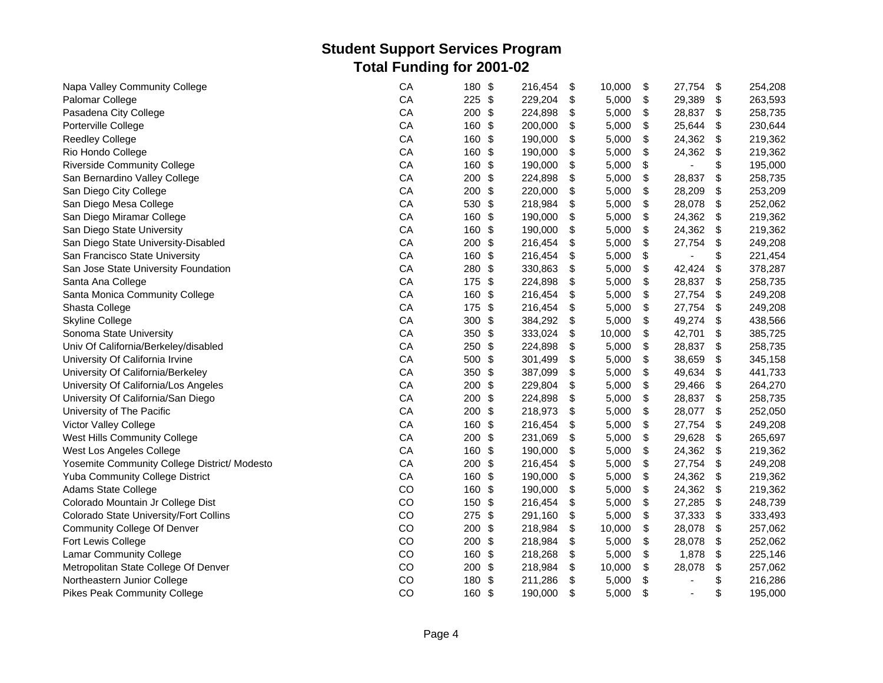# Student Support Services Program
## Total Funding for 2001-02

| | | | | | | |
|---|---|---|---|---|---|---|
| Napa Valley Community College | CA | 180 | $ 216,454 | $ 10,000 | $ 27,754 | $ 254,208 |
| Palomar College | CA | 225 | $ 229,204 | $ 5,000 | $ 29,389 | $ 263,593 |
| Pasadena City College | CA | 200 | $ 224,898 | $ 5,000 | $ 28,837 | $ 258,735 |
| Porterville College | CA | 160 | $ 200,000 | $ 5,000 | $ 25,644 | $ 230,644 |
| Reedley College | CA | 160 | $ 190,000 | $ 5,000 | $ 24,362 | $ 219,362 |
| Rio Hondo College | CA | 160 | $ 190,000 | $ 5,000 | $ 24,362 | $ 219,362 |
| Riverside Community College | CA | 160 | $ 190,000 | $ 5,000 | $ - | $ 195,000 |
| San Bernardino Valley College | CA | 200 | $ 224,898 | $ 5,000 | $ 28,837 | $ 258,735 |
| San Diego City College | CA | 200 | $ 220,000 | $ 5,000 | $ 28,209 | $ 253,209 |
| San Diego Mesa College | CA | 530 | $ 218,984 | $ 5,000 | $ 28,078 | $ 252,062 |
| San Diego Miramar College | CA | 160 | $ 190,000 | $ 5,000 | $ 24,362 | $ 219,362 |
| San Diego State University | CA | 160 | $ 190,000 | $ 5,000 | $ 24,362 | $ 219,362 |
| San Diego State University-Disabled | CA | 200 | $ 216,454 | $ 5,000 | $ 27,754 | $ 249,208 |
| San Francisco State University | CA | 160 | $ 216,454 | $ 5,000 | $ - | $ 221,454 |
| San Jose State University Foundation | CA | 280 | $ 330,863 | $ 5,000 | $ 42,424 | $ 378,287 |
| Santa Ana College | CA | 175 | $ 224,898 | $ 5,000 | $ 28,837 | $ 258,735 |
| Santa Monica Community College | CA | 160 | $ 216,454 | $ 5,000 | $ 27,754 | $ 249,208 |
| Shasta College | CA | 175 | $ 216,454 | $ 5,000 | $ 27,754 | $ 249,208 |
| Skyline College | CA | 300 | $ 384,292 | $ 5,000 | $ 49,274 | $ 438,566 |
| Sonoma State University | CA | 350 | $ 333,024 | $ 10,000 | $ 42,701 | $ 385,725 |
| Univ Of California/Berkeley/disabled | CA | 250 | $ 224,898 | $ 5,000 | $ 28,837 | $ 258,735 |
| University Of California Irvine | CA | 500 | $ 301,499 | $ 5,000 | $ 38,659 | $ 345,158 |
| University Of California/Berkeley | CA | 350 | $ 387,099 | $ 5,000 | $ 49,634 | $ 441,733 |
| University Of California/Los Angeles | CA | 200 | $ 229,804 | $ 5,000 | $ 29,466 | $ 264,270 |
| University Of California/San Diego | CA | 200 | $ 224,898 | $ 5,000 | $ 28,837 | $ 258,735 |
| University of The Pacific | CA | 200 | $ 218,973 | $ 5,000 | $ 28,077 | $ 252,050 |
| Victor Valley College | CA | 160 | $ 216,454 | $ 5,000 | $ 27,754 | $ 249,208 |
| West Hills Community College | CA | 200 | $ 231,069 | $ 5,000 | $ 29,628 | $ 265,697 |
| West Los Angeles College | CA | 160 | $ 190,000 | $ 5,000 | $ 24,362 | $ 219,362 |
| Yosemite Community College District/ Modesto | CA | 200 | $ 216,454 | $ 5,000 | $ 27,754 | $ 249,208 |
| Yuba Community College District | CA | 160 | $ 190,000 | $ 5,000 | $ 24,362 | $ 219,362 |
| Adams State College | CO | 160 | $ 190,000 | $ 5,000 | $ 24,362 | $ 219,362 |
| Colorado Mountain Jr College Dist | CO | 150 | $ 216,454 | $ 5,000 | $ 27,285 | $ 248,739 |
| Colorado State University/Fort Collins | CO | 275 | $ 291,160 | $ 5,000 | $ 37,333 | $ 333,493 |
| Community College Of Denver | CO | 200 | $ 218,984 | $ 10,000 | $ 28,078 | $ 257,062 |
| Fort Lewis College | CO | 200 | $ 218,984 | $ 5,000 | $ 28,078 | $ 252,062 |
| Lamar Community College | CO | 160 | $ 218,268 | $ 5,000 | $ 1,878 | $ 225,146 |
| Metropolitan State College Of Denver | CO | 200 | $ 218,984 | $ 10,000 | $ 28,078 | $ 257,062 |
| Northeastern Junior College | CO | 180 | $ 211,286 | $ 5,000 | $ - | $ 216,286 |
| Pikes Peak Community College | CO | 160 | $ 190,000 | $ 5,000 | $ - | $ 195,000 |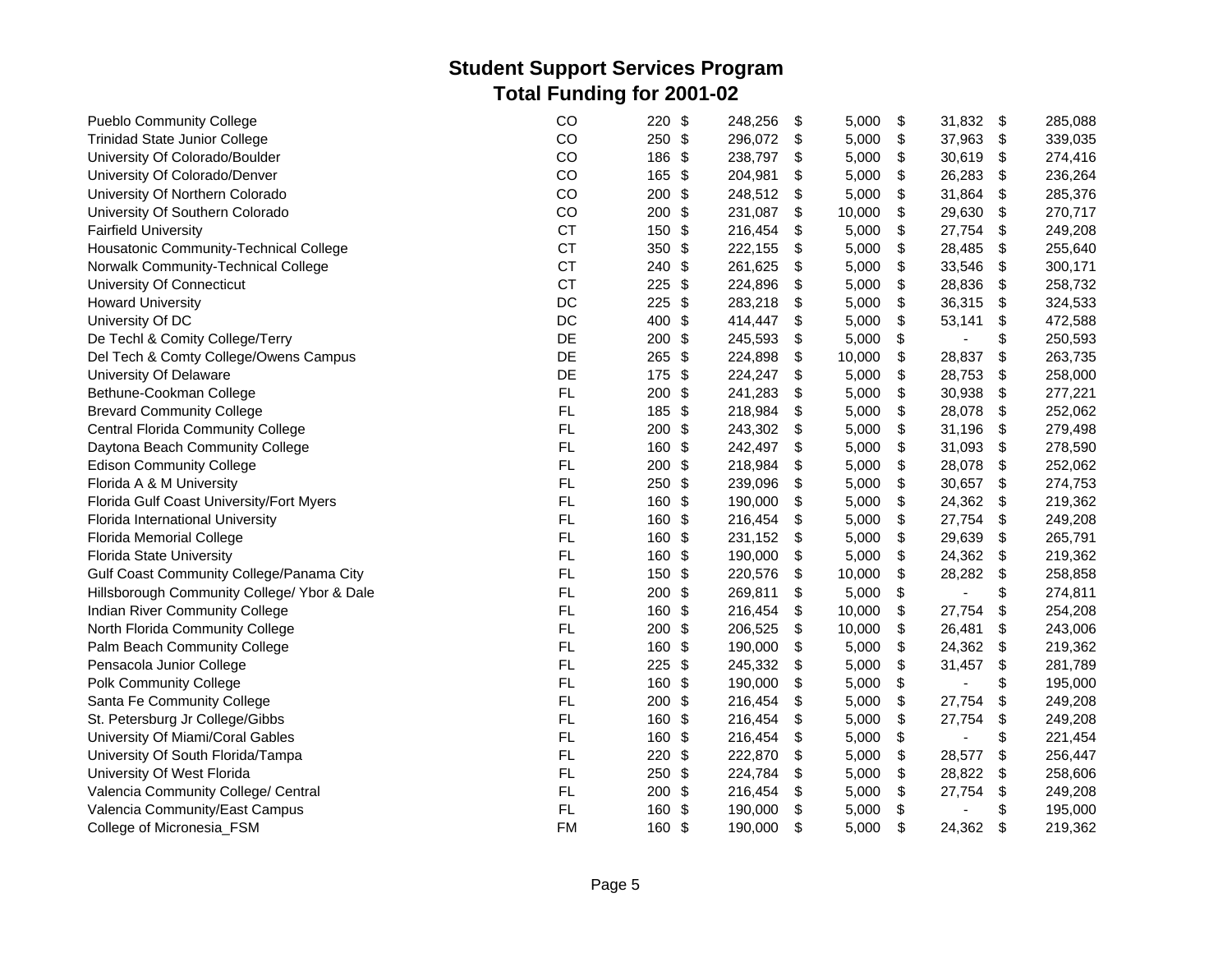## Student Support Services Program
## Total Funding for 2001-02

| | | | | | | |
|---|---|---|---|---|---|---|
| Pueblo Community College | CO | 220 | $ 248,256 | $ 5,000 | $ 31,832 | $ 285,088 |
| Trinidad State Junior College | CO | 250 | $ 296,072 | $ 5,000 | $ 37,963 | $ 339,035 |
| University Of Colorado/Boulder | CO | 186 | $ 238,797 | $ 5,000 | $ 30,619 | $ 274,416 |
| University Of Colorado/Denver | CO | 165 | $ 204,981 | $ 5,000 | $ 26,283 | $ 236,264 |
| University Of Northern Colorado | CO | 200 | $ 248,512 | $ 5,000 | $ 31,864 | $ 285,376 |
| University Of Southern Colorado | CO | 200 | $ 231,087 | $ 10,000 | $ 29,630 | $ 270,717 |
| Fairfield University | CT | 150 | $ 216,454 | $ 5,000 | $ 27,754 | $ 249,208 |
| Housatonic Community-Technical College | CT | 350 | $ 222,155 | $ 5,000 | $ 28,485 | $ 255,640 |
| Norwalk Community-Technical College | CT | 240 | $ 261,625 | $ 5,000 | $ 33,546 | $ 300,171 |
| University Of Connecticut | CT | 225 | $ 224,896 | $ 5,000 | $ 28,836 | $ 258,732 |
| Howard University | DC | 225 | $ 283,218 | $ 5,000 | $ 36,315 | $ 324,533 |
| University Of DC | DC | 400 | $ 414,447 | $ 5,000 | $ 53,141 | $ 472,588 |
| De Techl & Comity College/Terry | DE | 200 | $ 245,593 | $ 5,000 | $ - | $ 250,593 |
| Del Tech & Comty College/Owens Campus | DE | 265 | $ 224,898 | $ 10,000 | $ 28,837 | $ 263,735 |
| University Of Delaware | DE | 175 | $ 224,247 | $ 5,000 | $ 28,753 | $ 258,000 |
| Bethune-Cookman College | FL | 200 | $ 241,283 | $ 5,000 | $ 30,938 | $ 277,221 |
| Brevard Community College | FL | 185 | $ 218,984 | $ 5,000 | $ 28,078 | $ 252,062 |
| Central Florida Community College | FL | 200 | $ 243,302 | $ 5,000 | $ 31,196 | $ 279,498 |
| Daytona Beach Community College | FL | 160 | $ 242,497 | $ 5,000 | $ 31,093 | $ 278,590 |
| Edison Community College | FL | 200 | $ 218,984 | $ 5,000 | $ 28,078 | $ 252,062 |
| Florida A & M University | FL | 250 | $ 239,096 | $ 5,000 | $ 30,657 | $ 274,753 |
| Florida Gulf Coast University/Fort Myers | FL | 160 | $ 190,000 | $ 5,000 | $ 24,362 | $ 219,362 |
| Florida International University | FL | 160 | $ 216,454 | $ 5,000 | $ 27,754 | $ 249,208 |
| Florida Memorial College | FL | 160 | $ 231,152 | $ 5,000 | $ 29,639 | $ 265,791 |
| Florida State University | FL | 160 | $ 190,000 | $ 5,000 | $ 24,362 | $ 219,362 |
| Gulf Coast Community College/Panama City | FL | 150 | $ 220,576 | $ 10,000 | $ 28,282 | $ 258,858 |
| Hillsborough Community College/ Ybor & Dale | FL | 200 | $ 269,811 | $ 5,000 | $ - | $ 274,811 |
| Indian River Community College | FL | 160 | $ 216,454 | $ 10,000 | $ 27,754 | $ 254,208 |
| North Florida Community College | FL | 200 | $ 206,525 | $ 10,000 | $ 26,481 | $ 243,006 |
| Palm Beach Community College | FL | 160 | $ 190,000 | $ 5,000 | $ 24,362 | $ 219,362 |
| Pensacola Junior College | FL | 225 | $ 245,332 | $ 5,000 | $ 31,457 | $ 281,789 |
| Polk Community College | FL | 160 | $ 190,000 | $ 5,000 | $ - | $ 195,000 |
| Santa Fe Community College | FL | 200 | $ 216,454 | $ 5,000 | $ 27,754 | $ 249,208 |
| St. Petersburg Jr College/Gibbs | FL | 160 | $ 216,454 | $ 5,000 | $ 27,754 | $ 249,208 |
| University Of Miami/Coral Gables | FL | 160 | $ 216,454 | $ 5,000 | $ - | $ 221,454 |
| University Of South Florida/Tampa | FL | 220 | $ 222,870 | $ 5,000 | $ 28,577 | $ 256,447 |
| University Of West Florida | FL | 250 | $ 224,784 | $ 5,000 | $ 28,822 | $ 258,606 |
| Valencia Community College/ Central | FL | 200 | $ 216,454 | $ 5,000 | $ 27,754 | $ 249,208 |
| Valencia Community/East Campus | FL | 160 | $ 190,000 | $ 5,000 | $ - | $ 195,000 |
| College of Micronesia_FSM | FM | 160 | $ 190,000 | $ 5,000 | $ 24,362 | $ 219,362 |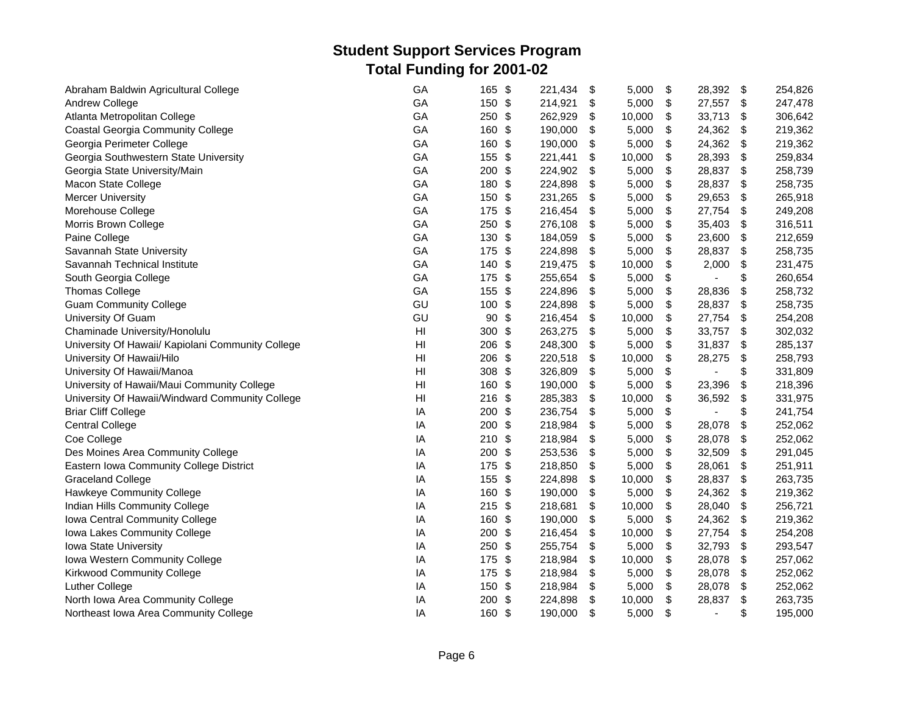# Student Support Services Program
## Total Funding for 2001-02

| | | | | | | |
|---|---|---|---|---|---|---|
| Abraham Baldwin Agricultural College | GA | 165 | $ 221,434 | $ 5,000 | $ 28,392 | $ 254,826 |
| Andrew College | GA | 150 | $ 214,921 | $ 5,000 | $ 27,557 | $ 247,478 |
| Atlanta Metropolitan College | GA | 250 | $ 262,929 | $ 10,000 | $ 33,713 | $ 306,642 |
| Coastal Georgia Community College | GA | 160 | $ 190,000 | $ 5,000 | $ 24,362 | $ 219,362 |
| Georgia Perimeter College | GA | 160 | $ 190,000 | $ 5,000 | $ 24,362 | $ 219,362 |
| Georgia Southwestern State University | GA | 155 | $ 221,441 | $ 10,000 | $ 28,393 | $ 259,834 |
| Georgia State University/Main | GA | 200 | $ 224,902 | $ 5,000 | $ 28,837 | $ 258,739 |
| Macon State College | GA | 180 | $ 224,898 | $ 5,000 | $ 28,837 | $ 258,735 |
| Mercer University | GA | 150 | $ 231,265 | $ 5,000 | $ 29,653 | $ 265,918 |
| Morehouse College | GA | 175 | $ 216,454 | $ 5,000 | $ 27,754 | $ 249,208 |
| Morris Brown College | GA | 250 | $ 276,108 | $ 5,000 | $ 35,403 | $ 316,511 |
| Paine College | GA | 130 | $ 184,059 | $ 5,000 | $ 23,600 | $ 212,659 |
| Savannah State University | GA | 175 | $ 224,898 | $ 5,000 | $ 28,837 | $ 258,735 |
| Savannah Technical Institute | GA | 140 | $ 219,475 | $ 10,000 | $ 2,000 | $ 231,475 |
| South Georgia College | GA | 175 | $ 255,654 | $ 5,000 | $ - | $ 260,654 |
| Thomas College | GA | 155 | $ 224,896 | $ 5,000 | $ 28,836 | $ 258,732 |
| Guam Community College | GU | 100 | $ 224,898 | $ 5,000 | $ 28,837 | $ 258,735 |
| University Of Guam | GU | 90 | $ 216,454 | $ 10,000 | $ 27,754 | $ 254,208 |
| Chaminade University/Honolulu | HI | 300 | $ 263,275 | $ 5,000 | $ 33,757 | $ 302,032 |
| University Of Hawaii/ Kapiolani Community College | HI | 206 | $ 248,300 | $ 5,000 | $ 31,837 | $ 285,137 |
| University Of Hawaii/Hilo | HI | 206 | $ 220,518 | $ 10,000 | $ 28,275 | $ 258,793 |
| University Of Hawaii/Manoa | HI | 308 | $ 326,809 | $ 5,000 | $ - | $ 331,809 |
| University of Hawaii/Maui Community College | HI | 160 | $ 190,000 | $ 5,000 | $ 23,396 | $ 218,396 |
| University Of Hawaii/Windward Community College | HI | 216 | $ 285,383 | $ 10,000 | $ 36,592 | $ 331,975 |
| Briar Cliff College | IA | 200 | $ 236,754 | $ 5,000 | $ - | $ 241,754 |
| Central College | IA | 200 | $ 218,984 | $ 5,000 | $ 28,078 | $ 252,062 |
| Coe College | IA | 210 | $ 218,984 | $ 5,000 | $ 28,078 | $ 252,062 |
| Des Moines Area Community College | IA | 200 | $ 253,536 | $ 5,000 | $ 32,509 | $ 291,045 |
| Eastern Iowa Community College District | IA | 175 | $ 218,850 | $ 5,000 | $ 28,061 | $ 251,911 |
| Graceland College | IA | 155 | $ 224,898 | $ 10,000 | $ 28,837 | $ 263,735 |
| Hawkeye Community College | IA | 160 | $ 190,000 | $ 5,000 | $ 24,362 | $ 219,362 |
| Indian Hills Community College | IA | 215 | $ 218,681 | $ 10,000 | $ 28,040 | $ 256,721 |
| Iowa Central Community College | IA | 160 | $ 190,000 | $ 5,000 | $ 24,362 | $ 219,362 |
| Iowa Lakes Community College | IA | 200 | $ 216,454 | $ 10,000 | $ 27,754 | $ 254,208 |
| Iowa State University | IA | 250 | $ 255,754 | $ 5,000 | $ 32,793 | $ 293,547 |
| Iowa Western Community College | IA | 175 | $ 218,984 | $ 10,000 | $ 28,078 | $ 257,062 |
| Kirkwood Community College | IA | 175 | $ 218,984 | $ 5,000 | $ 28,078 | $ 252,062 |
| Luther College | IA | 150 | $ 218,984 | $ 5,000 | $ 28,078 | $ 252,062 |
| North Iowa Area Community College | IA | 200 | $ 224,898 | $ 10,000 | $ 28,837 | $ 263,735 |
| Northeast Iowa Area Community College | IA | 160 | $ 190,000 | $ 5,000 | $ - | $ 195,000 |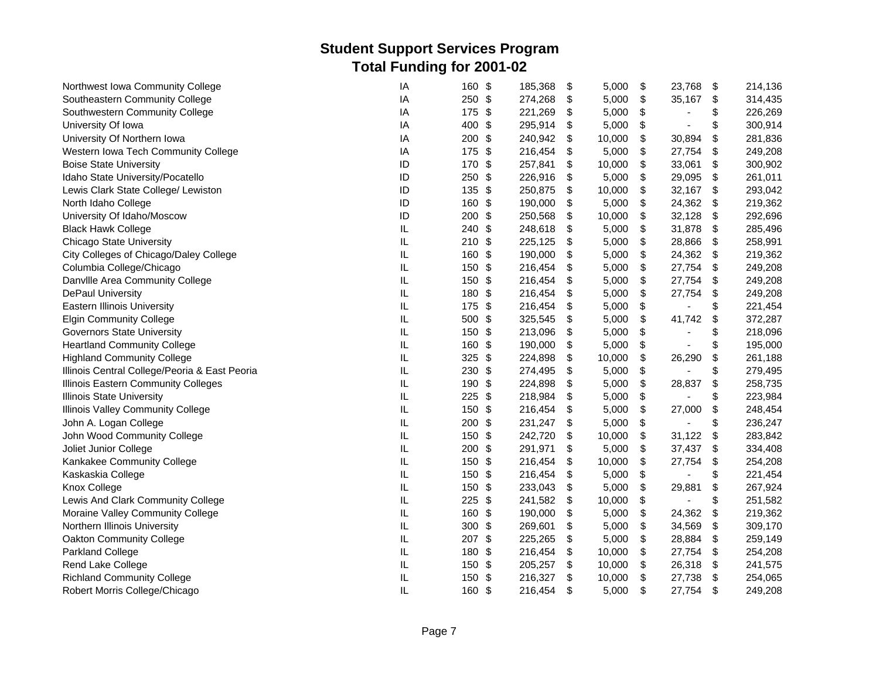# Student Support Services Program
## Total Funding for 2001-02

| | | | | | | |
|---|---|---|---|---|---|---|
| Northwest Iowa Community College | IA | 160 | $ 185,368 | $ 5,000 | $ 23,768 | $ 214,136 |
| Southeastern Community College | IA | 250 | $ 274,268 | $ 5,000 | $ 35,167 | $ 314,435 |
| Southwestern Community College | IA | 175 | $ 221,269 | $ 5,000 | $ - | $ 226,269 |
| University Of Iowa | IA | 400 | $ 295,914 | $ 5,000 | $ - | $ 300,914 |
| University Of Northern Iowa | IA | 200 | $ 240,942 | $ 10,000 | $ 30,894 | $ 281,836 |
| Western Iowa Tech Community College | IA | 175 | $ 216,454 | $ 5,000 | $ 27,754 | $ 249,208 |
| Boise State University | ID | 170 | $ 257,841 | $ 10,000 | $ 33,061 | $ 300,902 |
| Idaho State University/Pocatello | ID | 250 | $ 226,916 | $ 5,000 | $ 29,095 | $ 261,011 |
| Lewis Clark State College/ Lewiston | ID | 135 | $ 250,875 | $ 10,000 | $ 32,167 | $ 293,042 |
| North Idaho College | ID | 160 | $ 190,000 | $ 5,000 | $ 24,362 | $ 219,362 |
| University Of Idaho/Moscow | ID | 200 | $ 250,568 | $ 10,000 | $ 32,128 | $ 292,696 |
| Black Hawk College | IL | 240 | $ 248,618 | $ 5,000 | $ 31,878 | $ 285,496 |
| Chicago State University | IL | 210 | $ 225,125 | $ 5,000 | $ 28,866 | $ 258,991 |
| City Colleges of Chicago/Daley College | IL | 160 | $ 190,000 | $ 5,000 | $ 24,362 | $ 219,362 |
| Columbia College/Chicago | IL | 150 | $ 216,454 | $ 5,000 | $ 27,754 | $ 249,208 |
| Danvllle Area Community College | IL | 150 | $ 216,454 | $ 5,000 | $ 27,754 | $ 249,208 |
| DePaul University | IL | 180 | $ 216,454 | $ 5,000 | $ 27,754 | $ 249,208 |
| Eastern Illinois University | IL | 175 | $ 216,454 | $ 5,000 | $ - | $ 221,454 |
| Elgin Community College | IL | 500 | $ 325,545 | $ 5,000 | $ 41,742 | $ 372,287 |
| Governors State University | IL | 150 | $ 213,096 | $ 5,000 | $ - | $ 218,096 |
| Heartland Community College | IL | 160 | $ 190,000 | $ 5,000 | $ - | $ 195,000 |
| Highland Community College | IL | 325 | $ 224,898 | $ 10,000 | $ 26,290 | $ 261,188 |
| Illinois Central College/Peoria & East Peoria | IL | 230 | $ 274,495 | $ 5,000 | $ - | $ 279,495 |
| Illinois Eastern Community Colleges | IL | 190 | $ 224,898 | $ 5,000 | $ 28,837 | $ 258,735 |
| Illinois State University | IL | 225 | $ 218,984 | $ 5,000 | $ - | $ 223,984 |
| Illinois Valley Community College | IL | 150 | $ 216,454 | $ 5,000 | $ 27,000 | $ 248,454 |
| John A. Logan College | IL | 200 | $ 231,247 | $ 5,000 | $ - | $ 236,247 |
| John Wood Community College | IL | 150 | $ 242,720 | $ 10,000 | $ 31,122 | $ 283,842 |
| Joliet Junior College | IL | 200 | $ 291,971 | $ 5,000 | $ 37,437 | $ 334,408 |
| Kankakee Community College | IL | 150 | $ 216,454 | $ 10,000 | $ 27,754 | $ 254,208 |
| Kaskaskia College | IL | 150 | $ 216,454 | $ 5,000 | $ - | $ 221,454 |
| Knox College | IL | 150 | $ 233,043 | $ 5,000 | $ 29,881 | $ 267,924 |
| Lewis And Clark Community College | IL | 225 | $ 241,582 | $ 10,000 | $ - | $ 251,582 |
| Moraine Valley Community College | IL | 160 | $ 190,000 | $ 5,000 | $ 24,362 | $ 219,362 |
| Northern Illinois University | IL | 300 | $ 269,601 | $ 5,000 | $ 34,569 | $ 309,170 |
| Oakton Community College | IL | 207 | $ 225,265 | $ 5,000 | $ 28,884 | $ 259,149 |
| Parkland College | IL | 180 | $ 216,454 | $ 10,000 | $ 27,754 | $ 254,208 |
| Rend Lake College | IL | 150 | $ 205,257 | $ 10,000 | $ 26,318 | $ 241,575 |
| Richland Community College | IL | 150 | $ 216,327 | $ 10,000 | $ 27,738 | $ 254,065 |
| Robert Morris College/Chicago | IL | 160 | $ 216,454 | $ 5,000 | $ 27,754 | $ 249,208 |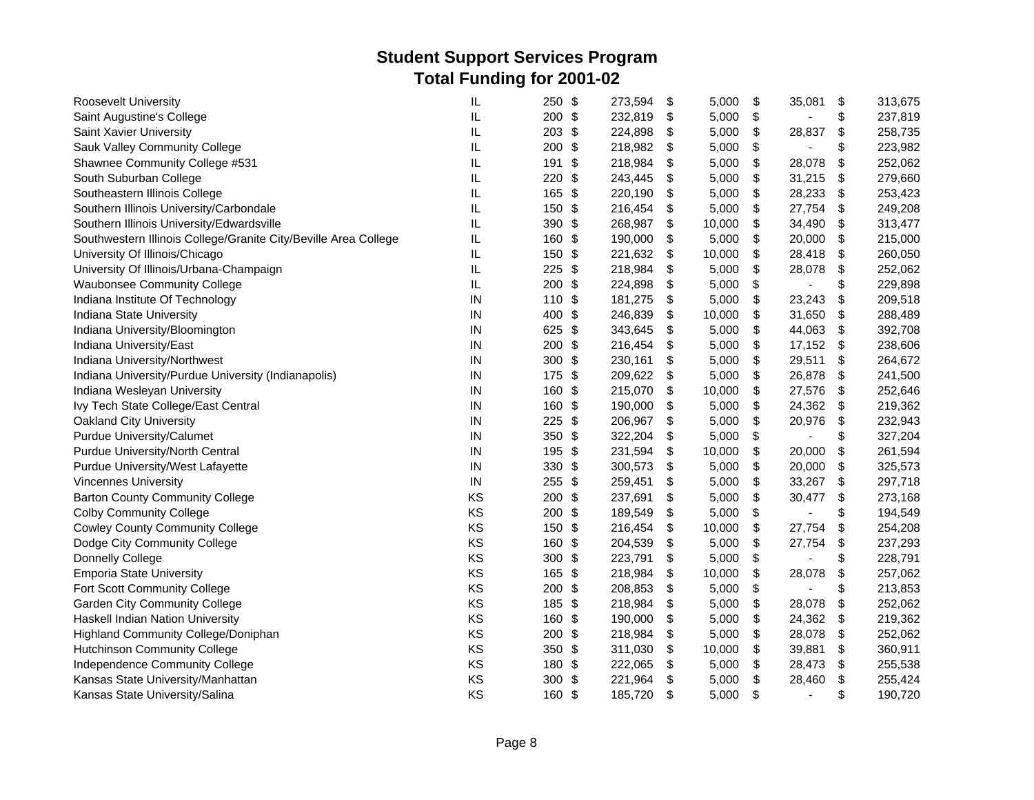## Student Support Services Program
## Total Funding for 2001-02

| | | | | | | |
|---|---|---|---|---|---|---|
| Roosevelt University | IL | 250 | $ 273,594 | $ 5,000 | $ 35,081 | $ 313,675 |
| Saint Augustine's College | IL | 200 | $ 232,819 | $ 5,000 | $ - | $ 237,819 |
| Saint Xavier University | IL | 203 | $ 224,898 | $ 5,000 | $ 28,837 | $ 258,735 |
| Sauk Valley Community College | IL | 200 | $ 218,982 | $ 5,000 | $ - | $ 223,982 |
| Shawnee Community College #531 | IL | 191 | $ 218,984 | $ 5,000 | $ 28,078 | $ 252,062 |
| South Suburban College | IL | 220 | $ 243,445 | $ 5,000 | $ 31,215 | $ 279,660 |
| Southeastern Illinois College | IL | 165 | $ 220,190 | $ 5,000 | $ 28,233 | $ 253,423 |
| Southern Illinois University/Carbondale | IL | 150 | $ 216,454 | $ 5,000 | $ 27,754 | $ 249,208 |
| Southern Illinois University/Edwardsville | IL | 390 | $ 268,987 | $ 10,000 | $ 34,490 | $ 313,477 |
| Southwestern Illinois College/Granite City/Beville Area College | IL | 160 | $ 190,000 | $ 5,000 | $ 20,000 | $ 215,000 |
| University Of Illinois/Chicago | IL | 150 | $ 221,632 | $ 10,000 | $ 28,418 | $ 260,050 |
| University Of Illinois/Urbana-Champaign | IL | 225 | $ 218,984 | $ 5,000 | $ 28,078 | $ 252,062 |
| Waubonsee Community College | IL | 200 | $ 224,898 | $ 5,000 | $ - | $ 229,898 |
| Indiana Institute Of Technology | IN | 110 | $ 181,275 | $ 5,000 | $ 23,243 | $ 209,518 |
| Indiana State University | IN | 400 | $ 246,839 | $ 10,000 | $ 31,650 | $ 288,489 |
| Indiana University/Bloomington | IN | 625 | $ 343,645 | $ 5,000 | $ 44,063 | $ 392,708 |
| Indiana University/East | IN | 200 | $ 216,454 | $ 5,000 | $ 17,152 | $ 238,606 |
| Indiana University/Northwest | IN | 300 | $ 230,161 | $ 5,000 | $ 29,511 | $ 264,672 |
| Indiana University/Purdue University (Indianapolis) | IN | 175 | $ 209,622 | $ 5,000 | $ 26,878 | $ 241,500 |
| Indiana Wesleyan University | IN | 160 | $ 215,070 | $ 10,000 | $ 27,576 | $ 252,646 |
| Ivy Tech State College/East Central | IN | 160 | $ 190,000 | $ 5,000 | $ 24,362 | $ 219,362 |
| Oakland City University | IN | 225 | $ 206,967 | $ 5,000 | $ 20,976 | $ 232,943 |
| Purdue University/Calumet | IN | 350 | $ 322,204 | $ 5,000 | $ - | $ 327,204 |
| Purdue University/North Central | IN | 195 | $ 231,594 | $ 10,000 | $ 20,000 | $ 261,594 |
| Purdue University/West Lafayette | IN | 330 | $ 300,573 | $ 5,000 | $ 20,000 | $ 325,573 |
| Vincennes University | IN | 255 | $ 259,451 | $ 5,000 | $ 33,267 | $ 297,718 |
| Barton County Community College | KS | 200 | $ 237,691 | $ 5,000 | $ 30,477 | $ 273,168 |
| Colby Community College | KS | 200 | $ 189,549 | $ 5,000 | $ - | $ 194,549 |
| Cowley County Community College | KS | 150 | $ 216,454 | $ 10,000 | $ 27,754 | $ 254,208 |
| Dodge City Community College | KS | 160 | $ 204,539 | $ 5,000 | $ 27,754 | $ 237,293 |
| Donnelly College | KS | 300 | $ 223,791 | $ 5,000 | $ - | $ 228,791 |
| Emporia State University | KS | 165 | $ 218,984 | $ 10,000 | $ 28,078 | $ 257,062 |
| Fort Scott Community College | KS | 200 | $ 208,853 | $ 5,000 | $ - | $ 213,853 |
| Garden City Community College | KS | 185 | $ 218,984 | $ 5,000 | $ 28,078 | $ 252,062 |
| Haskell Indian Nation University | KS | 160 | $ 190,000 | $ 5,000 | $ 24,362 | $ 219,362 |
| Highland Community College/Doniphan | KS | 200 | $ 218,984 | $ 5,000 | $ 28,078 | $ 252,062 |
| Hutchinson Community College | KS | 350 | $ 311,030 | $ 10,000 | $ 39,881 | $ 360,911 |
| Independence Community College | KS | 180 | $ 222,065 | $ 5,000 | $ 28,473 | $ 255,538 |
| Kansas State University/Manhattan | KS | 300 | $ 221,964 | $ 5,000 | $ 28,460 | $ 255,424 |
| Kansas State University/Salina | KS | 160 | $ 185,720 | $ 5,000 | $ - | $ 190,720 |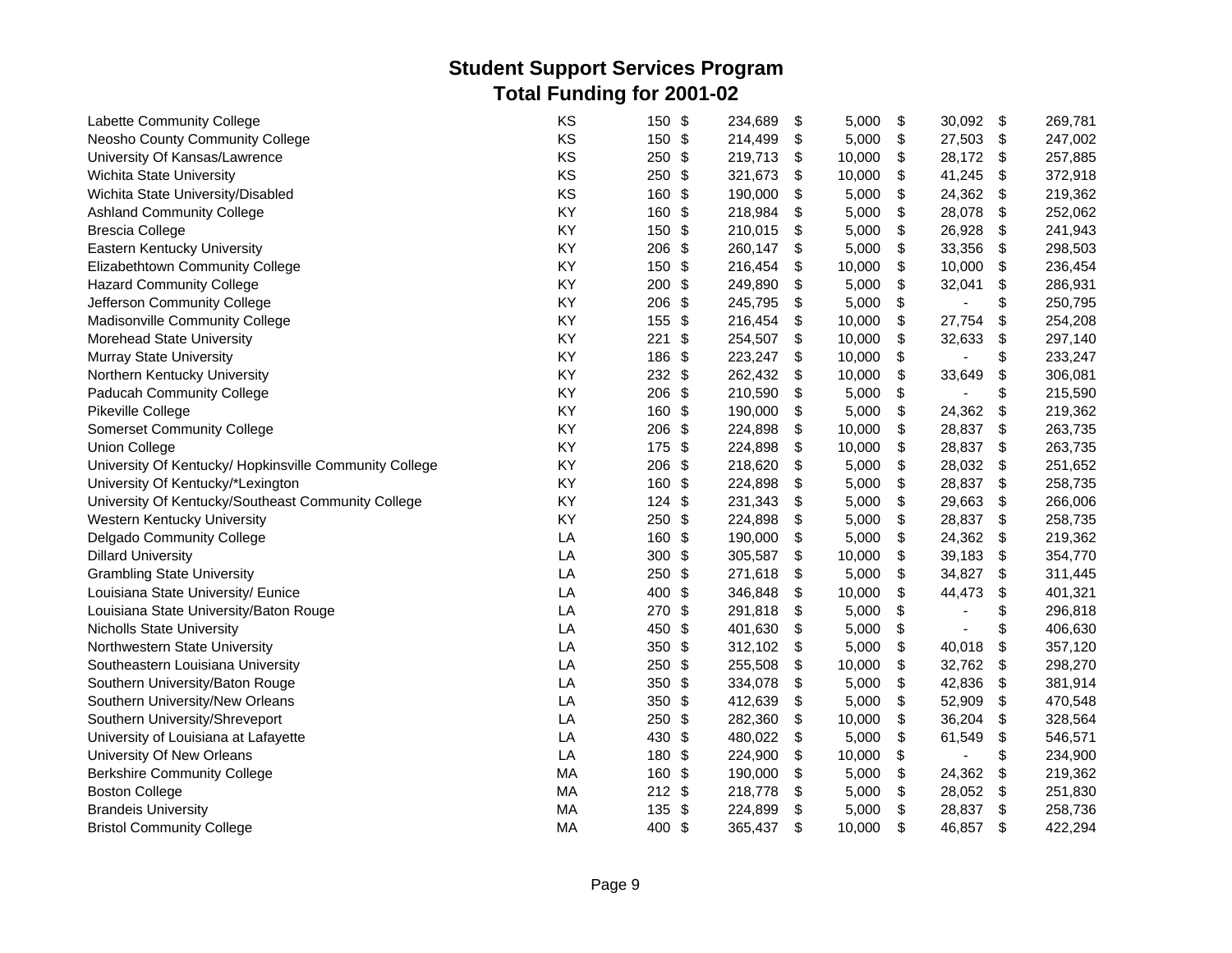# Student Support Services Program
## Total Funding for 2001-02

| Institution | State | Number | Amount 1 | Amount 2 | Amount 3 | Total |
|---|---|---|---|---|---|---|
| Labette Community College | KS | 150 | $ 234,689 | $ 5,000 | $ 30,092 | $ 269,781 |
| Neosho County Community College | KS | 150 | $ 214,499 | $ 5,000 | $ 27,503 | $ 247,002 |
| University Of Kansas/Lawrence | KS | 250 | $ 219,713 | $ 10,000 | $ 28,172 | $ 257,885 |
| Wichita State University | KS | 250 | $ 321,673 | $ 10,000 | $ 41,245 | $ 372,918 |
| Wichita State University/Disabled | KS | 160 | $ 190,000 | $ 5,000 | $ 24,362 | $ 219,362 |
| Ashland Community College | KY | 160 | $ 218,984 | $ 5,000 | $ 28,078 | $ 252,062 |
| Brescia College | KY | 150 | $ 210,015 | $ 5,000 | $ 26,928 | $ 241,943 |
| Eastern Kentucky University | KY | 206 | $ 260,147 | $ 5,000 | $ 33,356 | $ 298,503 |
| Elizabethtown Community College | KY | 150 | $ 216,454 | $ 10,000 | $ 10,000 | $ 236,454 |
| Hazard Community College | KY | 200 | $ 249,890 | $ 5,000 | $ 32,041 | $ 286,931 |
| Jefferson Community College | KY | 206 | $ 245,795 | $ 5,000 | $ - | $ 250,795 |
| Madisonville Community College | KY | 155 | $ 216,454 | $ 10,000 | $ 27,754 | $ 254,208 |
| Morehead State University | KY | 221 | $ 254,507 | $ 10,000 | $ 32,633 | $ 297,140 |
| Murray State University | KY | 186 | $ 223,247 | $ 10,000 | $ - | $ 233,247 |
| Northern Kentucky University | KY | 232 | $ 262,432 | $ 10,000 | $ 33,649 | $ 306,081 |
| Paducah Community College | KY | 206 | $ 210,590 | $ 5,000 | $ - | $ 215,590 |
| Pikeville College | KY | 160 | $ 190,000 | $ 5,000 | $ 24,362 | $ 219,362 |
| Somerset Community College | KY | 206 | $ 224,898 | $ 10,000 | $ 28,837 | $ 263,735 |
| Union College | KY | 175 | $ 224,898 | $ 10,000 | $ 28,837 | $ 263,735 |
| University Of Kentucky/ Hopkinsville Community College | KY | 206 | $ 218,620 | $ 5,000 | $ 28,032 | $ 251,652 |
| University Of Kentucky/*Lexington | KY | 160 | $ 224,898 | $ 5,000 | $ 28,837 | $ 258,735 |
| University Of Kentucky/Southeast Community College | KY | 124 | $ 231,343 | $ 5,000 | $ 29,663 | $ 266,006 |
| Western Kentucky University | KY | 250 | $ 224,898 | $ 5,000 | $ 28,837 | $ 258,735 |
| Delgado Community College | LA | 160 | $ 190,000 | $ 5,000 | $ 24,362 | $ 219,362 |
| Dillard University | LA | 300 | $ 305,587 | $ 10,000 | $ 39,183 | $ 354,770 |
| Grambling State University | LA | 250 | $ 271,618 | $ 5,000 | $ 34,827 | $ 311,445 |
| Louisiana State University/ Eunice | LA | 400 | $ 346,848 | $ 10,000 | $ 44,473 | $ 401,321 |
| Louisiana State University/Baton Rouge | LA | 270 | $ 291,818 | $ 5,000 | $ - | $ 296,818 |
| Nicholls State University | LA | 450 | $ 401,630 | $ 5,000 | $ - | $ 406,630 |
| Northwestern State University | LA | 350 | $ 312,102 | $ 5,000 | $ 40,018 | $ 357,120 |
| Southeastern Louisiana University | LA | 250 | $ 255,508 | $ 10,000 | $ 32,762 | $ 298,270 |
| Southern University/Baton Rouge | LA | 350 | $ 334,078 | $ 5,000 | $ 42,836 | $ 381,914 |
| Southern University/New Orleans | LA | 350 | $ 412,639 | $ 5,000 | $ 52,909 | $ 470,548 |
| Southern University/Shreveport | LA | 250 | $ 282,360 | $ 10,000 | $ 36,204 | $ 328,564 |
| University of Louisiana at Lafayette | LA | 430 | $ 480,022 | $ 5,000 | $ 61,549 | $ 546,571 |
| University Of New Orleans | LA | 180 | $ 224,900 | $ 10,000 | $ - | $ 234,900 |
| Berkshire Community College | MA | 160 | $ 190,000 | $ 5,000 | $ 24,362 | $ 219,362 |
| Boston College | MA | 212 | $ 218,778 | $ 5,000 | $ 28,052 | $ 251,830 |
| Brandeis University | MA | 135 | $ 224,899 | $ 5,000 | $ 28,837 | $ 258,736 |
| Bristol Community College | MA | 400 | $ 365,437 | $ 10,000 | $ 46,857 | $ 422,294 |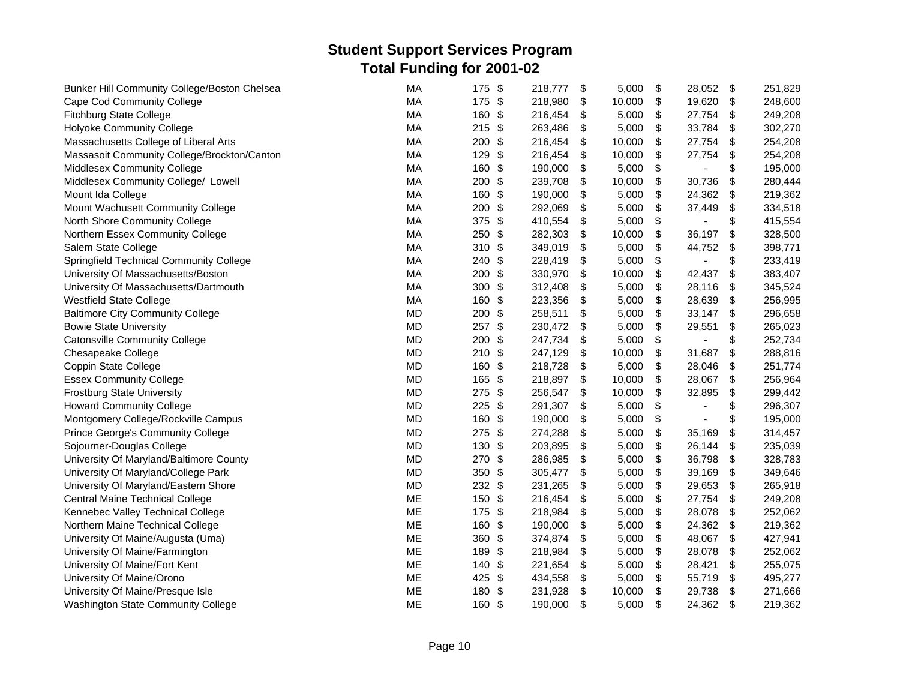# Student Support Services Program
## Total Funding for 2001-02

| | | | | | | |
|---|---|---|---|---|---|---|
| Bunker Hill Community College/Boston Chelsea | MA | 175 | $ 218,777 | $ 5,000 | $ 28,052 | $ 251,829 |
| Cape Cod Community College | MA | 175 | $ 218,980 | $ 10,000 | $ 19,620 | $ 248,600 |
| Fitchburg State College | MA | 160 | $ 216,454 | $ 5,000 | $ 27,754 | $ 249,208 |
| Holyoke Community College | MA | 215 | $ 263,486 | $ 5,000 | $ 33,784 | $ 302,270 |
| Massachusetts College of Liberal Arts | MA | 200 | $ 216,454 | $ 10,000 | $ 27,754 | $ 254,208 |
| Massasoit Community College/Brockton/Canton | MA | 129 | $ 216,454 | $ 10,000 | $ 27,754 | $ 254,208 |
| Middlesex Community College | MA | 160 | $ 190,000 | $ 5,000 | $ - | $ 195,000 |
| Middlesex Community College/ Lowell | MA | 200 | $ 239,708 | $ 10,000 | $ 30,736 | $ 280,444 |
| Mount Ida College | MA | 160 | $ 190,000 | $ 5,000 | $ 24,362 | $ 219,362 |
| Mount Wachusett Community College | MA | 200 | $ 292,069 | $ 5,000 | $ 37,449 | $ 334,518 |
| North Shore Community College | MA | 375 | $ 410,554 | $ 5,000 | $ - | $ 415,554 |
| Northern Essex Community College | MA | 250 | $ 282,303 | $ 10,000 | $ 36,197 | $ 328,500 |
| Salem State College | MA | 310 | $ 349,019 | $ 5,000 | $ 44,752 | $ 398,771 |
| Springfield Technical Community College | MA | 240 | $ 228,419 | $ 5,000 | $ - | $ 233,419 |
| University Of Massachusetts/Boston | MA | 200 | $ 330,970 | $ 10,000 | $ 42,437 | $ 383,407 |
| University Of Massachusetts/Dartmouth | MA | 300 | $ 312,408 | $ 5,000 | $ 28,116 | $ 345,524 |
| Westfield State College | MA | 160 | $ 223,356 | $ 5,000 | $ 28,639 | $ 256,995 |
| Baltimore City Community College | MD | 200 | $ 258,511 | $ 5,000 | $ 33,147 | $ 296,658 |
| Bowie State University | MD | 257 | $ 230,472 | $ 5,000 | $ 29,551 | $ 265,023 |
| Catonsville Community College | MD | 200 | $ 247,734 | $ 5,000 | $ - | $ 252,734 |
| Chesapeake College | MD | 210 | $ 247,129 | $ 10,000 | $ 31,687 | $ 288,816 |
| Coppin State College | MD | 160 | $ 218,728 | $ 5,000 | $ 28,046 | $ 251,774 |
| Essex Community College | MD | 165 | $ 218,897 | $ 10,000 | $ 28,067 | $ 256,964 |
| Frostburg State University | MD | 275 | $ 256,547 | $ 10,000 | $ 32,895 | $ 299,442 |
| Howard Community College | MD | 225 | $ 291,307 | $ 5,000 | $ - | $ 296,307 |
| Montgomery College/Rockville Campus | MD | 160 | $ 190,000 | $ 5,000 | $ - | $ 195,000 |
| Prince George's Community College | MD | 275 | $ 274,288 | $ 5,000 | $ 35,169 | $ 314,457 |
| Sojourner-Douglas College | MD | 130 | $ 203,895 | $ 5,000 | $ 26,144 | $ 235,039 |
| University Of Maryland/Baltimore County | MD | 270 | $ 286,985 | $ 5,000 | $ 36,798 | $ 328,783 |
| University Of Maryland/College Park | MD | 350 | $ 305,477 | $ 5,000 | $ 39,169 | $ 349,646 |
| University Of Maryland/Eastern Shore | MD | 232 | $ 231,265 | $ 5,000 | $ 29,653 | $ 265,918 |
| Central Maine Technical College | ME | 150 | $ 216,454 | $ 5,000 | $ 27,754 | $ 249,208 |
| Kennebec Valley Technical College | ME | 175 | $ 218,984 | $ 5,000 | $ 28,078 | $ 252,062 |
| Northern Maine Technical College | ME | 160 | $ 190,000 | $ 5,000 | $ 24,362 | $ 219,362 |
| University Of Maine/Augusta (Uma) | ME | 360 | $ 374,874 | $ 5,000 | $ 48,067 | $ 427,941 |
| University Of Maine/Farmington | ME | 189 | $ 218,984 | $ 5,000 | $ 28,078 | $ 252,062 |
| University Of Maine/Fort Kent | ME | 140 | $ 221,654 | $ 5,000 | $ 28,421 | $ 255,075 |
| University Of Maine/Orono | ME | 425 | $ 434,558 | $ 5,000 | $ 55,719 | $ 495,277 |
| University Of Maine/Presque Isle | ME | 180 | $ 231,928 | $ 10,000 | $ 29,738 | $ 271,666 |
| Washington State Community College | ME | 160 | $ 190,000 | $ 5,000 | $ 24,362 | $ 219,362 |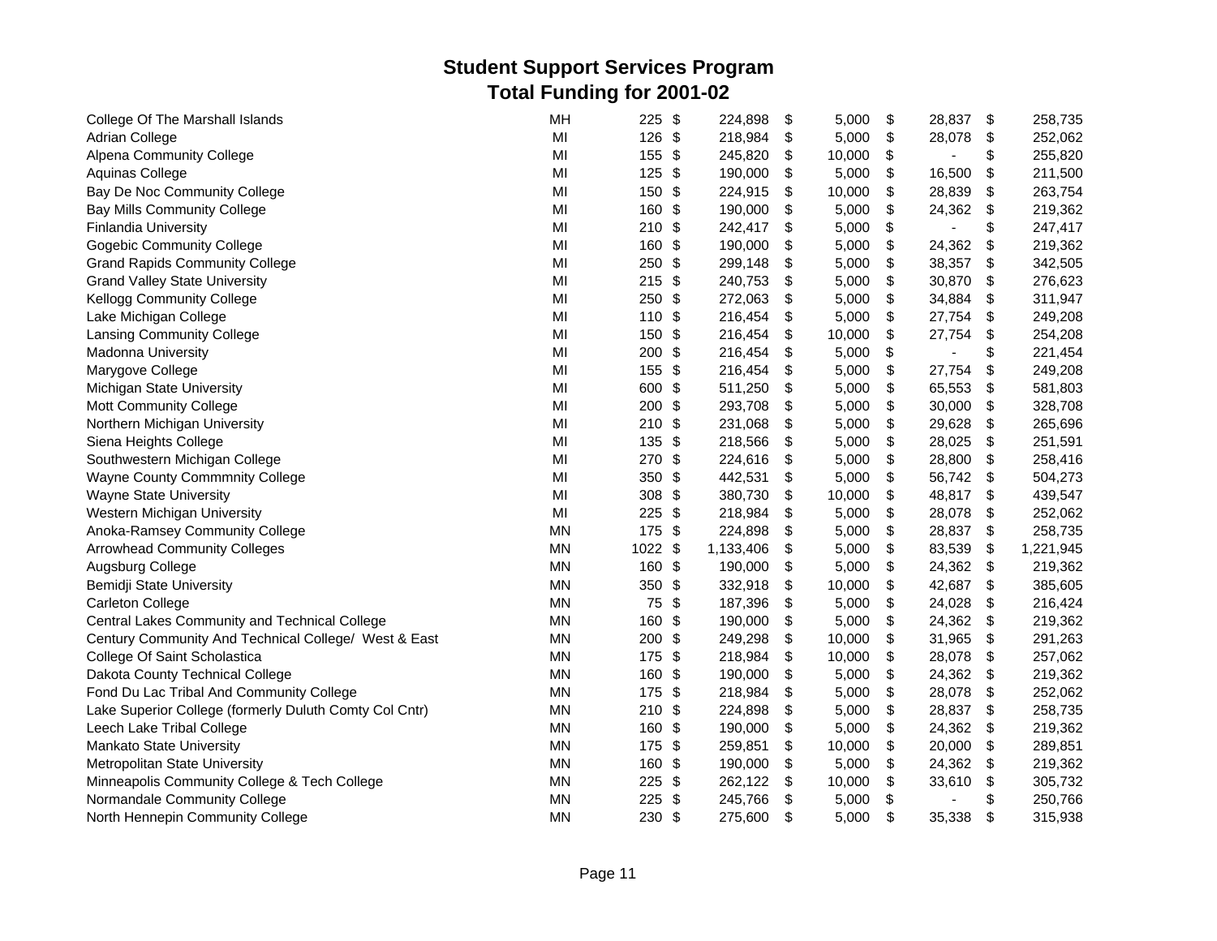# Student Support Services Program
## Total Funding for 2001-02

| | | | | | | |
|---|---|---|---|---|---|---|
| College Of The Marshall Islands | MH | 225 | $ 224,898 | $ 5,000 | $ 28,837 | $ 258,735 |
| Adrian College | MI | 126 | $ 218,984 | $ 5,000 | $ 28,078 | $ 252,062 |
| Alpena Community College | MI | 155 | $ 245,820 | $ 10,000 | $ - | $ 255,820 |
| Aquinas College | MI | 125 | $ 190,000 | $ 5,000 | $ 16,500 | $ 211,500 |
| Bay De Noc Community College | MI | 150 | $ 224,915 | $ 10,000 | $ 28,839 | $ 263,754 |
| Bay Mills Community College | MI | 160 | $ 190,000 | $ 5,000 | $ 24,362 | $ 219,362 |
| Finlandia University | MI | 210 | $ 242,417 | $ 5,000 | $ - | $ 247,417 |
| Gogebic Community College | MI | 160 | $ 190,000 | $ 5,000 | $ 24,362 | $ 219,362 |
| Grand Rapids Community College | MI | 250 | $ 299,148 | $ 5,000 | $ 38,357 | $ 342,505 |
| Grand Valley State University | MI | 215 | $ 240,753 | $ 5,000 | $ 30,870 | $ 276,623 |
| Kellogg Community College | MI | 250 | $ 272,063 | $ 5,000 | $ 34,884 | $ 311,947 |
| Lake Michigan College | MI | 110 | $ 216,454 | $ 5,000 | $ 27,754 | $ 249,208 |
| Lansing Community College | MI | 150 | $ 216,454 | $ 10,000 | $ 27,754 | $ 254,208 |
| Madonna University | MI | 200 | $ 216,454 | $ 5,000 | $ - | $ 221,454 |
| Marygove College | MI | 155 | $ 216,454 | $ 5,000 | $ 27,754 | $ 249,208 |
| Michigan State University | MI | 600 | $ 511,250 | $ 5,000 | $ 65,553 | $ 581,803 |
| Mott Community College | MI | 200 | $ 293,708 | $ 5,000 | $ 30,000 | $ 328,708 |
| Northern Michigan University | MI | 210 | $ 231,068 | $ 5,000 | $ 29,628 | $ 265,696 |
| Siena Heights College | MI | 135 | $ 218,566 | $ 5,000 | $ 28,025 | $ 251,591 |
| Southwestern Michigan College | MI | 270 | $ 224,616 | $ 5,000 | $ 28,800 | $ 258,416 |
| Wayne County Commmnity College | MI | 350 | $ 442,531 | $ 5,000 | $ 56,742 | $ 504,273 |
| Wayne State University | MI | 308 | $ 380,730 | $ 10,000 | $ 48,817 | $ 439,547 |
| Western Michigan University | MI | 225 | $ 218,984 | $ 5,000 | $ 28,078 | $ 252,062 |
| Anoka-Ramsey Community College | MN | 175 | $ 224,898 | $ 5,000 | $ 28,837 | $ 258,735 |
| Arrowhead Community Colleges | MN | 1022 | $ 1,133,406 | $ 5,000 | $ 83,539 | $ 1,221,945 |
| Augsburg College | MN | 160 | $ 190,000 | $ 5,000 | $ 24,362 | $ 219,362 |
| Bemidji State University | MN | 350 | $ 332,918 | $ 10,000 | $ 42,687 | $ 385,605 |
| Carleton College | MN | 75 | $ 187,396 | $ 5,000 | $ 24,028 | $ 216,424 |
| Central Lakes Community and Technical College | MN | 160 | $ 190,000 | $ 5,000 | $ 24,362 | $ 219,362 |
| Century Community And Technical College/ West & East | MN | 200 | $ 249,298 | $ 10,000 | $ 31,965 | $ 291,263 |
| College Of Saint Scholastica | MN | 175 | $ 218,984 | $ 10,000 | $ 28,078 | $ 257,062 |
| Dakota County Technical College | MN | 160 | $ 190,000 | $ 5,000 | $ 24,362 | $ 219,362 |
| Fond Du Lac Tribal And Community College | MN | 175 | $ 218,984 | $ 5,000 | $ 28,078 | $ 252,062 |
| Lake Superior College (formerly Duluth Comty Col Cntr) | MN | 210 | $ 224,898 | $ 5,000 | $ 28,837 | $ 258,735 |
| Leech Lake Tribal College | MN | 160 | $ 190,000 | $ 5,000 | $ 24,362 | $ 219,362 |
| Mankato State University | MN | 175 | $ 259,851 | $ 10,000 | $ 20,000 | $ 289,851 |
| Metropolitan State University | MN | 160 | $ 190,000 | $ 5,000 | $ 24,362 | $ 219,362 |
| Minneapolis Community College & Tech College | MN | 225 | $ 262,122 | $ 10,000 | $ 33,610 | $ 305,732 |
| Normandale Community College | MN | 225 | $ 245,766 | $ 5,000 | $ - | $ 250,766 |
| North Hennepin Community College | MN | 230 | $ 275,600 | $ 5,000 | $ 35,338 | $ 315,938 |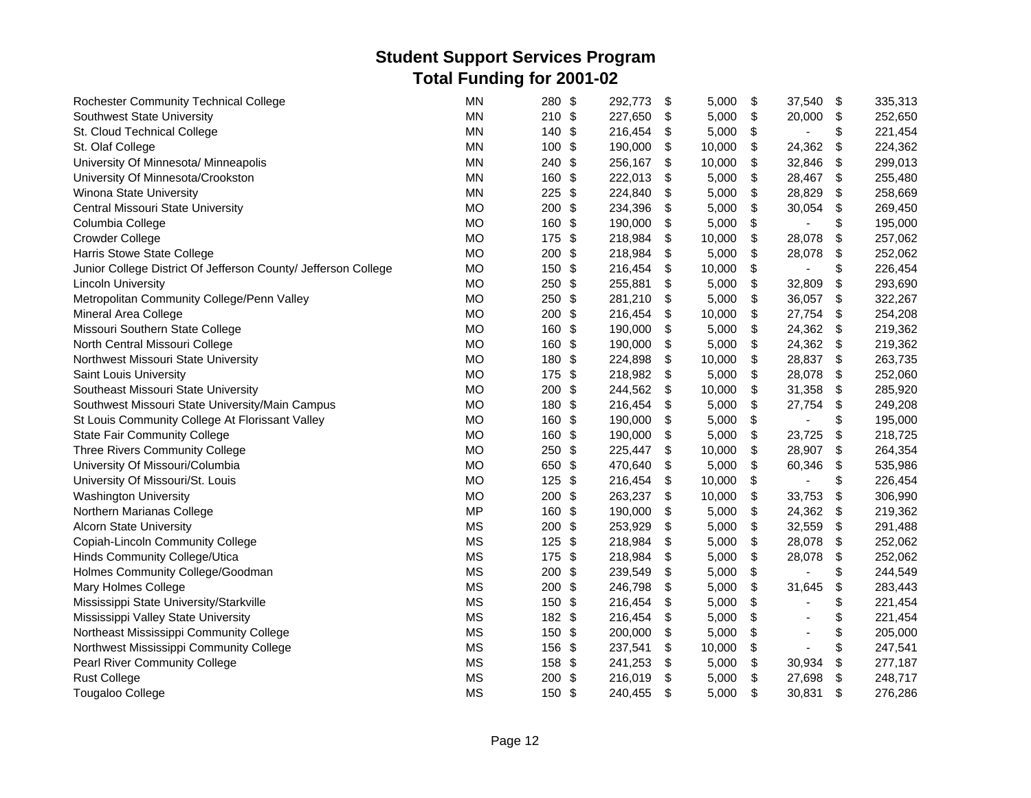# Student Support Services Program
## Total Funding for 2001-02

| Institution | State | Number | Amount | Amount | Amount | Total |
|---|---|---|---|---|---|---|
| Rochester Community Technical College | MN | 280 | $ 292,773 | $ 5,000 | $ 37,540 | $ 335,313 |
| Southwest State University | MN | 210 | $ 227,650 | $ 5,000 | $ 20,000 | $ 252,650 |
| St. Cloud Technical College | MN | 140 | $ 216,454 | $ 5,000 | $ - | $ 221,454 |
| St. Olaf College | MN | 100 | $ 190,000 | $ 10,000 | $ 24,362 | $ 224,362 |
| University Of Minnesota/ Minneapolis | MN | 240 | $ 256,167 | $ 10,000 | $ 32,846 | $ 299,013 |
| University Of Minnesota/Crookston | MN | 160 | $ 222,013 | $ 5,000 | $ 28,467 | $ 255,480 |
| Winona State University | MN | 225 | $ 224,840 | $ 5,000 | $ 28,829 | $ 258,669 |
| Central Missouri State University | MO | 200 | $ 234,396 | $ 5,000 | $ 30,054 | $ 269,450 |
| Columbia College | MO | 160 | $ 190,000 | $ 5,000 | $ - | $ 195,000 |
| Crowder College | MO | 175 | $ 218,984 | $ 10,000 | $ 28,078 | $ 257,062 |
| Harris Stowe State College | MO | 200 | $ 218,984 | $ 5,000 | $ 28,078 | $ 252,062 |
| Junior College District Of Jefferson County/ Jefferson College | MO | 150 | $ 216,454 | $ 10,000 | $ - | $ 226,454 |
| Lincoln University | MO | 250 | $ 255,881 | $ 5,000 | $ 32,809 | $ 293,690 |
| Metropolitan Community College/Penn Valley | MO | 250 | $ 281,210 | $ 5,000 | $ 36,057 | $ 322,267 |
| Mineral Area College | MO | 200 | $ 216,454 | $ 10,000 | $ 27,754 | $ 254,208 |
| Missouri Southern State College | MO | 160 | $ 190,000 | $ 5,000 | $ 24,362 | $ 219,362 |
| North Central Missouri College | MO | 160 | $ 190,000 | $ 5,000 | $ 24,362 | $ 219,362 |
| Northwest Missouri State University | MO | 180 | $ 224,898 | $ 10,000 | $ 28,837 | $ 263,735 |
| Saint Louis University | MO | 175 | $ 218,982 | $ 5,000 | $ 28,078 | $ 252,060 |
| Southeast Missouri State University | MO | 200 | $ 244,562 | $ 10,000 | $ 31,358 | $ 285,920 |
| Southwest Missouri State University/Main Campus | MO | 180 | $ 216,454 | $ 5,000 | $ 27,754 | $ 249,208 |
| St Louis Community College At Florissant Valley | MO | 160 | $ 190,000 | $ 5,000 | $ - | $ 195,000 |
| State Fair Community College | MO | 160 | $ 190,000 | $ 5,000 | $ 23,725 | $ 218,725 |
| Three Rivers Community College | MO | 250 | $ 225,447 | $ 10,000 | $ 28,907 | $ 264,354 |
| University Of Missouri/Columbia | MO | 650 | $ 470,640 | $ 5,000 | $ 60,346 | $ 535,986 |
| University Of Missouri/St. Louis | MO | 125 | $ 216,454 | $ 10,000 | $ - | $ 226,454 |
| Washington University | MO | 200 | $ 263,237 | $ 10,000 | $ 33,753 | $ 306,990 |
| Northern Marianas College | MP | 160 | $ 190,000 | $ 5,000 | $ 24,362 | $ 219,362 |
| Alcorn State University | MS | 200 | $ 253,929 | $ 5,000 | $ 32,559 | $ 291,488 |
| Copiah-Lincoln Community College | MS | 125 | $ 218,984 | $ 5,000 | $ 28,078 | $ 252,062 |
| Hinds Community College/Utica | MS | 175 | $ 218,984 | $ 5,000 | $ 28,078 | $ 252,062 |
| Holmes Community College/Goodman | MS | 200 | $ 239,549 | $ 5,000 | $ - | $ 244,549 |
| Mary Holmes College | MS | 200 | $ 246,798 | $ 5,000 | $ 31,645 | $ 283,443 |
| Mississippi State University/Starkville | MS | 150 | $ 216,454 | $ 5,000 | $ - | $ 221,454 |
| Mississippi Valley State University | MS | 182 | $ 216,454 | $ 5,000 | $ - | $ 221,454 |
| Northeast Mississippi Community College | MS | 150 | $ 200,000 | $ 5,000 | $ - | $ 205,000 |
| Northwest Mississippi Community College | MS | 156 | $ 237,541 | $ 10,000 | $ - | $ 247,541 |
| Pearl River Community College | MS | 158 | $ 241,253 | $ 5,000 | $ 30,934 | $ 277,187 |
| Rust College | MS | 200 | $ 216,019 | $ 5,000 | $ 27,698 | $ 248,717 |
| Tougaloo College | MS | 150 | $ 240,455 | $ 5,000 | $ 30,831 | $ 276,286 |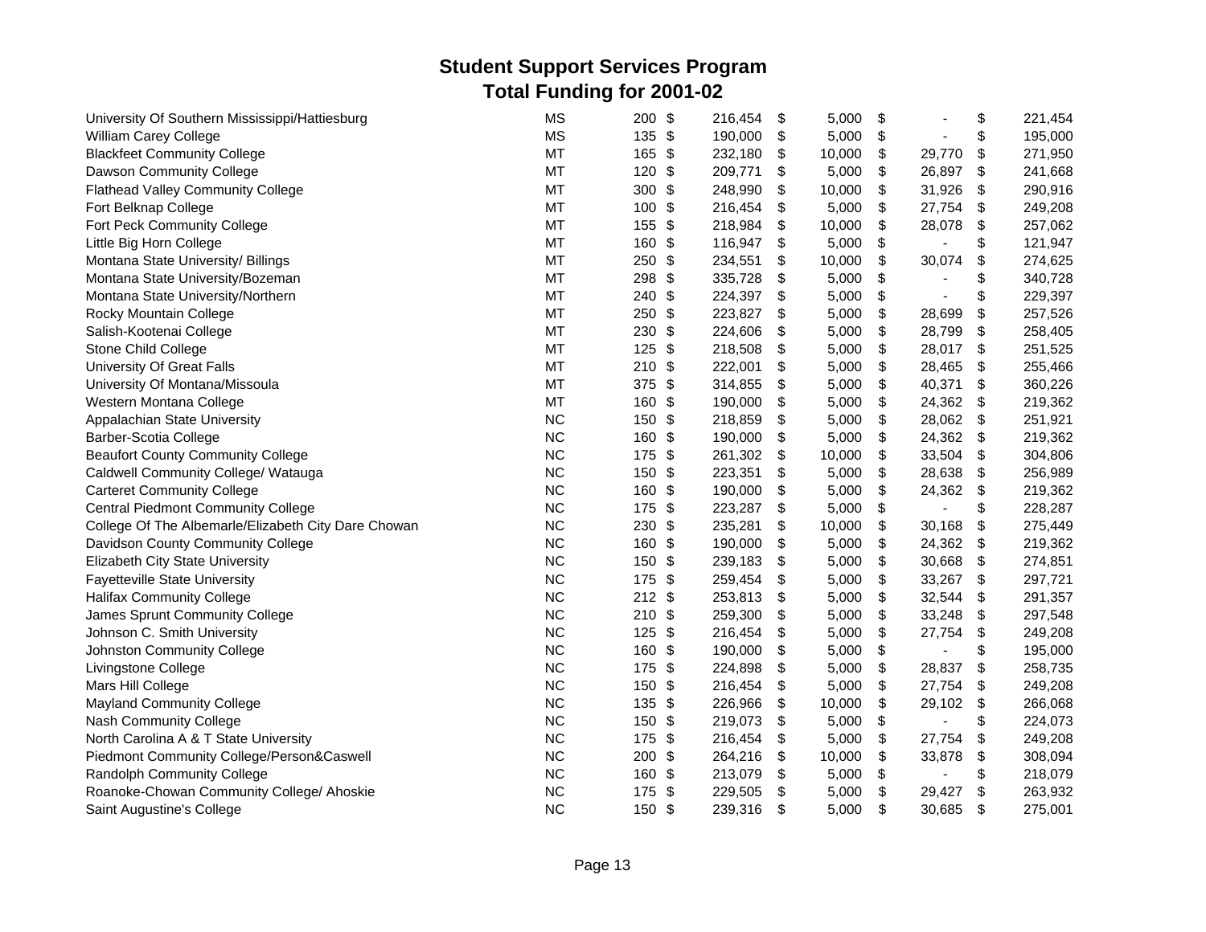# Student Support Services Program
## Total Funding for 2001-02

| | | | | | | |
|---|---|---|---|---|---|---|
| University Of Southern Mississippi/Hattiesburg | MS | 200 | $ 216,454 | $ 5,000 | $ - | $ 221,454 |
| William Carey College | MS | 135 | $ 190,000 | $ 5,000 | $ - | $ 195,000 |
| Blackfeet Community College | MT | 165 | $ 232,180 | $ 10,000 | $ 29,770 | $ 271,950 |
| Dawson Community College | MT | 120 | $ 209,771 | $ 5,000 | $ 26,897 | $ 241,668 |
| Flathead Valley Community College | MT | 300 | $ 248,990 | $ 10,000 | $ 31,926 | $ 290,916 |
| Fort Belknap College | MT | 100 | $ 216,454 | $ 5,000 | $ 27,754 | $ 249,208 |
| Fort Peck Community College | MT | 155 | $ 218,984 | $ 10,000 | $ 28,078 | $ 257,062 |
| Little Big Horn College | MT | 160 | $ 116,947 | $ 5,000 | $ - | $ 121,947 |
| Montana State University/ Billings | MT | 250 | $ 234,551 | $ 10,000 | $ 30,074 | $ 274,625 |
| Montana State University/Bozeman | MT | 298 | $ 335,728 | $ 5,000 | $ - | $ 340,728 |
| Montana State University/Northern | MT | 240 | $ 224,397 | $ 5,000 | $ - | $ 229,397 |
| Rocky Mountain College | MT | 250 | $ 223,827 | $ 5,000 | $ 28,699 | $ 257,526 |
| Salish-Kootenai College | MT | 230 | $ 224,606 | $ 5,000 | $ 28,799 | $ 258,405 |
| Stone Child College | MT | 125 | $ 218,508 | $ 5,000 | $ 28,017 | $ 251,525 |
| University Of Great Falls | MT | 210 | $ 222,001 | $ 5,000 | $ 28,465 | $ 255,466 |
| University Of Montana/Missoula | MT | 375 | $ 314,855 | $ 5,000 | $ 40,371 | $ 360,226 |
| Western Montana College | MT | 160 | $ 190,000 | $ 5,000 | $ 24,362 | $ 219,362 |
| Appalachian State University | NC | 150 | $ 218,859 | $ 5,000 | $ 28,062 | $ 251,921 |
| Barber-Scotia College | NC | 160 | $ 190,000 | $ 5,000 | $ 24,362 | $ 219,362 |
| Beaufort County Community College | NC | 175 | $ 261,302 | $ 10,000 | $ 33,504 | $ 304,806 |
| Caldwell Community College/ Watauga | NC | 150 | $ 223,351 | $ 5,000 | $ 28,638 | $ 256,989 |
| Carteret Community College | NC | 160 | $ 190,000 | $ 5,000 | $ 24,362 | $ 219,362 |
| Central Piedmont Community College | NC | 175 | $ 223,287 | $ 5,000 | $ - | $ 228,287 |
| College Of The Albemarle/Elizabeth City Dare Chowan | NC | 230 | $ 235,281 | $ 10,000 | $ 30,168 | $ 275,449 |
| Davidson County Community College | NC | 160 | $ 190,000 | $ 5,000 | $ 24,362 | $ 219,362 |
| Elizabeth City State University | NC | 150 | $ 239,183 | $ 5,000 | $ 30,668 | $ 274,851 |
| Fayetteville State University | NC | 175 | $ 259,454 | $ 5,000 | $ 33,267 | $ 297,721 |
| Halifax Community College | NC | 212 | $ 253,813 | $ 5,000 | $ 32,544 | $ 291,357 |
| James Sprunt Community College | NC | 210 | $ 259,300 | $ 5,000 | $ 33,248 | $ 297,548 |
| Johnson C. Smith University | NC | 125 | $ 216,454 | $ 5,000 | $ 27,754 | $ 249,208 |
| Johnston Community College | NC | 160 | $ 190,000 | $ 5,000 | $ - | $ 195,000 |
| Livingstone College | NC | 175 | $ 224,898 | $ 5,000 | $ 28,837 | $ 258,735 |
| Mars Hill College | NC | 150 | $ 216,454 | $ 5,000 | $ 27,754 | $ 249,208 |
| Mayland Community College | NC | 135 | $ 226,966 | $ 10,000 | $ 29,102 | $ 266,068 |
| Nash Community College | NC | 150 | $ 219,073 | $ 5,000 | $ - | $ 224,073 |
| North Carolina A & T State University | NC | 175 | $ 216,454 | $ 5,000 | $ 27,754 | $ 249,208 |
| Piedmont Community College/Person&Caswell | NC | 200 | $ 264,216 | $ 10,000 | $ 33,878 | $ 308,094 |
| Randolph Community College | NC | 160 | $ 213,079 | $ 5,000 | $ - | $ 218,079 |
| Roanoke-Chowan Community College/ Ahoskie | NC | 175 | $ 229,505 | $ 5,000 | $ 29,427 | $ 263,932 |
| Saint Augustine's College | NC | 150 | $ 239,316 | $ 5,000 | $ 30,685 | $ 275,001 |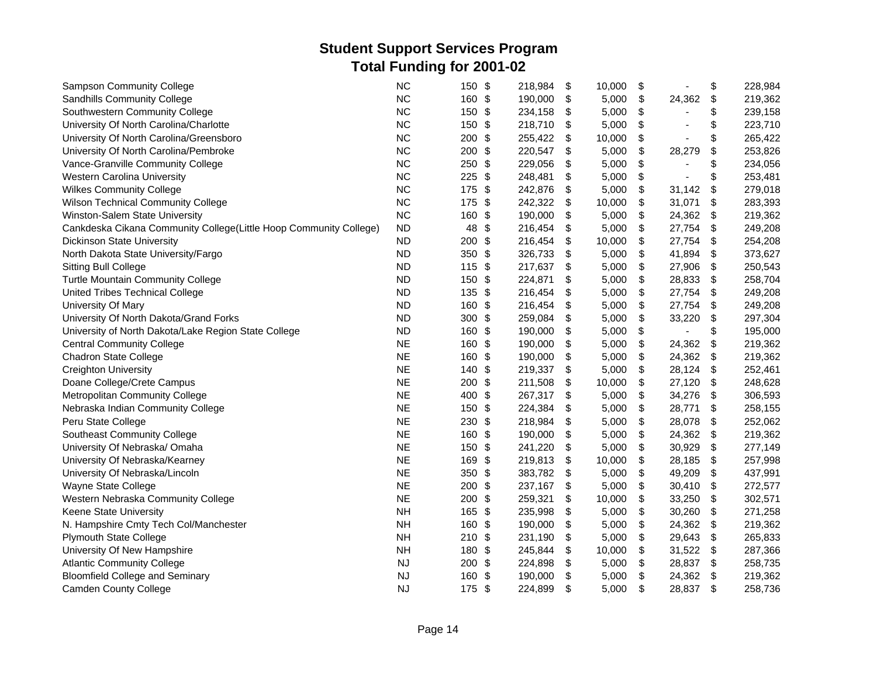# Student Support Services Program
## Total Funding for 2001-02

| Institution | State | Number | Amount 1 | Amount 2 | Amount 3 | Total |
|---|---|---|---|---|---|---|
| Sampson Community College | NC | 150 | $ 218,984 | $ 10,000 | $ - | $ 228,984 |
| Sandhills Community College | NC | 160 | $ 190,000 | $ 5,000 | $ 24,362 | $ 219,362 |
| Southwestern Community College | NC | 150 | $ 234,158 | $ 5,000 | $ - | $ 239,158 |
| University Of North Carolina/Charlotte | NC | 150 | $ 218,710 | $ 5,000 | $ - | $ 223,710 |
| University Of North Carolina/Greensboro | NC | 200 | $ 255,422 | $ 10,000 | $ - | $ 265,422 |
| University Of North Carolina/Pembroke | NC | 200 | $ 220,547 | $ 5,000 | $ 28,279 | $ 253,826 |
| Vance-Granville Community College | NC | 250 | $ 229,056 | $ 5,000 | $ - | $ 234,056 |
| Western Carolina University | NC | 225 | $ 248,481 | $ 5,000 | $ - | $ 253,481 |
| Wilkes Community College | NC | 175 | $ 242,876 | $ 5,000 | $ 31,142 | $ 279,018 |
| Wilson Technical Community College | NC | 175 | $ 242,322 | $ 10,000 | $ 31,071 | $ 283,393 |
| Winston-Salem State University | NC | 160 | $ 190,000 | $ 5,000 | $ 24,362 | $ 219,362 |
| Cankdeska Cikana Community College(Little Hoop Community College) | ND | 48 | $ 216,454 | $ 5,000 | $ 27,754 | $ 249,208 |
| Dickinson State University | ND | 200 | $ 216,454 | $ 10,000 | $ 27,754 | $ 254,208 |
| North Dakota State University/Fargo | ND | 350 | $ 326,733 | $ 5,000 | $ 41,894 | $ 373,627 |
| Sitting Bull College | ND | 115 | $ 217,637 | $ 5,000 | $ 27,906 | $ 250,543 |
| Turtle Mountain Community College | ND | 150 | $ 224,871 | $ 5,000 | $ 28,833 | $ 258,704 |
| United Tribes Technical College | ND | 135 | $ 216,454 | $ 5,000 | $ 27,754 | $ 249,208 |
| University Of Mary | ND | 160 | $ 216,454 | $ 5,000 | $ 27,754 | $ 249,208 |
| University Of North Dakota/Grand Forks | ND | 300 | $ 259,084 | $ 5,000 | $ 33,220 | $ 297,304 |
| University of North Dakota/Lake Region State College | ND | 160 | $ 190,000 | $ 5,000 | $ - | $ 195,000 |
| Central Community College | NE | 160 | $ 190,000 | $ 5,000 | $ 24,362 | $ 219,362 |
| Chadron State College | NE | 160 | $ 190,000 | $ 5,000 | $ 24,362 | $ 219,362 |
| Creighton University | NE | 140 | $ 219,337 | $ 5,000 | $ 28,124 | $ 252,461 |
| Doane College/Crete Campus | NE | 200 | $ 211,508 | $ 10,000 | $ 27,120 | $ 248,628 |
| Metropolitan Community College | NE | 400 | $ 267,317 | $ 5,000 | $ 34,276 | $ 306,593 |
| Nebraska Indian Community College | NE | 150 | $ 224,384 | $ 5,000 | $ 28,771 | $ 258,155 |
| Peru State College | NE | 230 | $ 218,984 | $ 5,000 | $ 28,078 | $ 252,062 |
| Southeast Community College | NE | 160 | $ 190,000 | $ 5,000 | $ 24,362 | $ 219,362 |
| University Of Nebraska/ Omaha | NE | 150 | $ 241,220 | $ 5,000 | $ 30,929 | $ 277,149 |
| University Of Nebraska/Kearney | NE | 169 | $ 219,813 | $ 10,000 | $ 28,185 | $ 257,998 |
| University Of Nebraska/Lincoln | NE | 350 | $ 383,782 | $ 5,000 | $ 49,209 | $ 437,991 |
| Wayne State College | NE | 200 | $ 237,167 | $ 5,000 | $ 30,410 | $ 272,577 |
| Western Nebraska Community College | NE | 200 | $ 259,321 | $ 10,000 | $ 33,250 | $ 302,571 |
| Keene State University | NH | 165 | $ 235,998 | $ 5,000 | $ 30,260 | $ 271,258 |
| N. Hampshire Cmty Tech Col/Manchester | NH | 160 | $ 190,000 | $ 5,000 | $ 24,362 | $ 219,362 |
| Plymouth State College | NH | 210 | $ 231,190 | $ 5,000 | $ 29,643 | $ 265,833 |
| University Of New Hampshire | NH | 180 | $ 245,844 | $ 10,000 | $ 31,522 | $ 287,366 |
| Atlantic Community College | NJ | 200 | $ 224,898 | $ 5,000 | $ 28,837 | $ 258,735 |
| Bloomfield College and Seminary | NJ | 160 | $ 190,000 | $ 5,000 | $ 24,362 | $ 219,362 |
| Camden County College | NJ | 175 | $ 224,899 | $ 5,000 | $ 28,837 | $ 258,736 |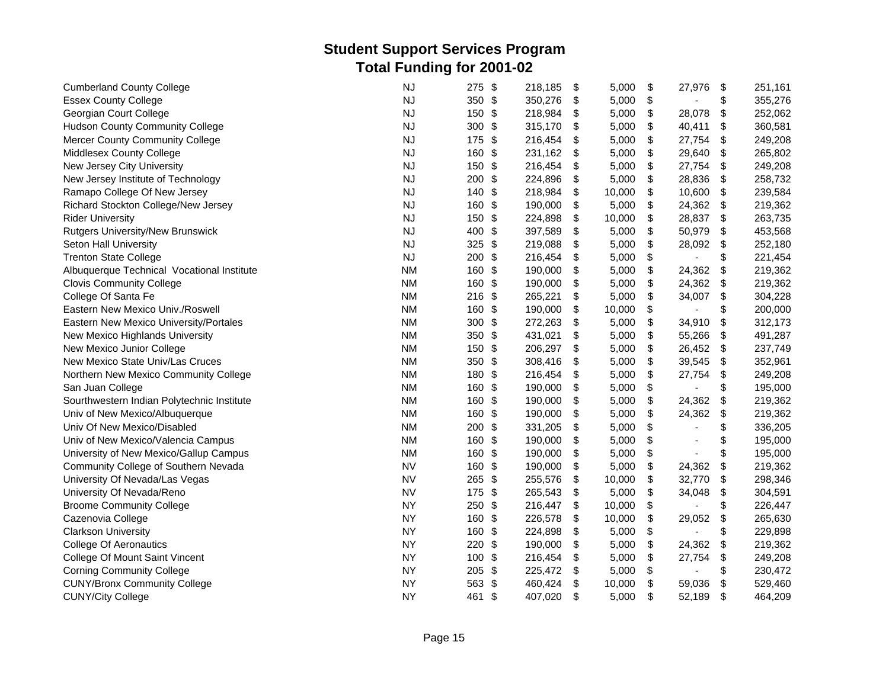# Student Support Services Program
## Total Funding for 2001-02

| | | | | | | |
|---|---|---|---|---|---|---|
| Cumberland County College | NJ | 275 | $ 218,185 | $ 5,000 | $ 27,976 | $ 251,161 |
| Essex County College | NJ | 350 | $ 350,276 | $ 5,000 | $ - | $ 355,276 |
| Georgian Court College | NJ | 150 | $ 218,984 | $ 5,000 | $ 28,078 | $ 252,062 |
| Hudson County Community College | NJ | 300 | $ 315,170 | $ 5,000 | $ 40,411 | $ 360,581 |
| Mercer County Community College | NJ | 175 | $ 216,454 | $ 5,000 | $ 27,754 | $ 249,208 |
| Middlesex County College | NJ | 160 | $ 231,162 | $ 5,000 | $ 29,640 | $ 265,802 |
| New Jersey City University | NJ | 150 | $ 216,454 | $ 5,000 | $ 27,754 | $ 249,208 |
| New Jersey Institute of Technology | NJ | 200 | $ 224,896 | $ 5,000 | $ 28,836 | $ 258,732 |
| Ramapo College Of New Jersey | NJ | 140 | $ 218,984 | $ 10,000 | $ 10,600 | $ 239,584 |
| Richard Stockton College/New Jersey | NJ | 160 | $ 190,000 | $ 5,000 | $ 24,362 | $ 219,362 |
| Rider University | NJ | 150 | $ 224,898 | $ 10,000 | $ 28,837 | $ 263,735 |
| Rutgers University/New Brunswick | NJ | 400 | $ 397,589 | $ 5,000 | $ 50,979 | $ 453,568 |
| Seton Hall University | NJ | 325 | $ 219,088 | $ 5,000 | $ 28,092 | $ 252,180 |
| Trenton State College | NJ | 200 | $ 216,454 | $ 5,000 | $ - | $ 221,454 |
| Albuquerque Technical Vocational Institute | NM | 160 | $ 190,000 | $ 5,000 | $ 24,362 | $ 219,362 |
| Clovis Community College | NM | 160 | $ 190,000 | $ 5,000 | $ 24,362 | $ 219,362 |
| College Of Santa Fe | NM | 216 | $ 265,221 | $ 5,000 | $ 34,007 | $ 304,228 |
| Eastern New Mexico Univ./Roswell | NM | 160 | $ 190,000 | $ 10,000 | $ - | $ 200,000 |
| Eastern New Mexico University/Portales | NM | 300 | $ 272,263 | $ 5,000 | $ 34,910 | $ 312,173 |
| New Mexico Highlands University | NM | 350 | $ 431,021 | $ 5,000 | $ 55,266 | $ 491,287 |
| New Mexico Junior College | NM | 150 | $ 206,297 | $ 5,000 | $ 26,452 | $ 237,749 |
| New Mexico State Univ/Las Cruces | NM | 350 | $ 308,416 | $ 5,000 | $ 39,545 | $ 352,961 |
| Northern New Mexico Community College | NM | 180 | $ 216,454 | $ 5,000 | $ 27,754 | $ 249,208 |
| San Juan College | NM | 160 | $ 190,000 | $ 5,000 | $ - | $ 195,000 |
| Southwestern Indian Polytechnic Institute | NM | 160 | $ 190,000 | $ 5,000 | $ 24,362 | $ 219,362 |
| Univ of New Mexico/Albuquerque | NM | 160 | $ 190,000 | $ 5,000 | $ 24,362 | $ 219,362 |
| Univ Of New Mexico/Disabled | NM | 200 | $ 331,205 | $ 5,000 | $ - | $ 336,205 |
| Univ of New Mexico/Valencia Campus | NM | 160 | $ 190,000 | $ 5,000 | $ - | $ 195,000 |
| University of New Mexico/Gallup Campus | NM | 160 | $ 190,000 | $ 5,000 | $ - | $ 195,000 |
| Community College of Southern Nevada | NV | 160 | $ 190,000 | $ 5,000 | $ 24,362 | $ 219,362 |
| University Of Nevada/Las Vegas | NV | 265 | $ 255,576 | $ 10,000 | $ 32,770 | $ 298,346 |
| University Of Nevada/Reno | NV | 175 | $ 265,543 | $ 5,000 | $ 34,048 | $ 304,591 |
| Broome Community College | NY | 250 | $ 216,447 | $ 10,000 | $ - | $ 226,447 |
| Cazenovia College | NY | 160 | $ 226,578 | $ 10,000 | $ 29,052 | $ 265,630 |
| Clarkson University | NY | 160 | $ 224,898 | $ 5,000 | $ - | $ 229,898 |
| College Of Aeronautics | NY | 220 | $ 190,000 | $ 5,000 | $ 24,362 | $ 219,362 |
| College Of Mount Saint Vincent | NY | 100 | $ 216,454 | $ 5,000 | $ 27,754 | $ 249,208 |
| Corning Community College | NY | 205 | $ 225,472 | $ 5,000 | $ - | $ 230,472 |
| CUNY/Bronx Community College | NY | 563 | $ 460,424 | $ 10,000 | $ 59,036 | $ 529,460 |
| CUNY/City College | NY | 461 | $ 407,020 | $ 5,000 | $ 52,189 | $ 464,209 |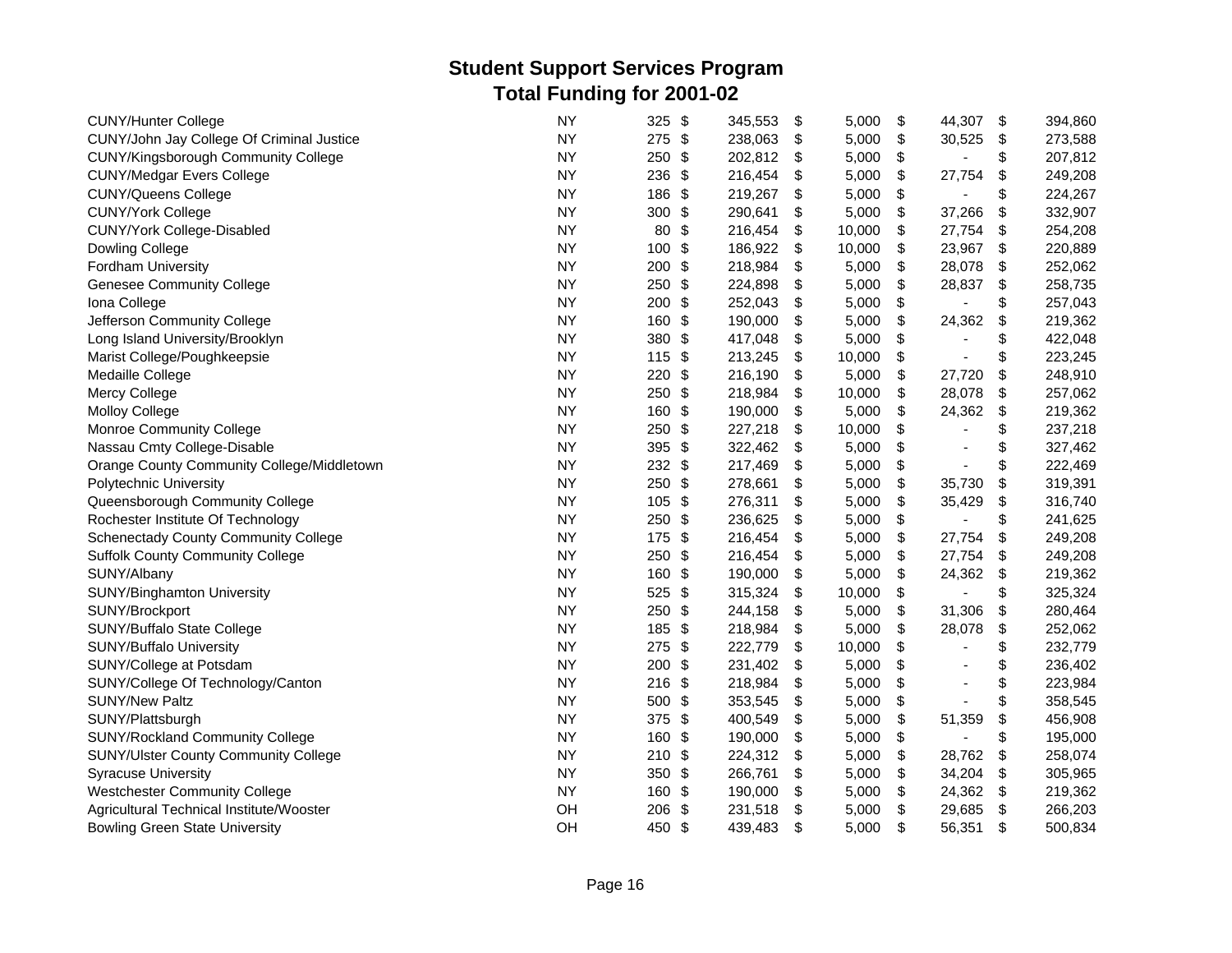# Student Support Services Program
## Total Funding for 2001-02

| | | | | | | |
|---|---|---|---|---|---|---|
| CUNY/Hunter College | NY | 325 | $ 345,553 | $ 5,000 | $ 44,307 | $ 394,860 |
| CUNY/John Jay College Of Criminal Justice | NY | 275 | $ 238,063 | $ 5,000 | $ 30,525 | $ 273,588 |
| CUNY/Kingsborough Community College | NY | 250 | $ 202,812 | $ 5,000 | $ - | $ 207,812 |
| CUNY/Medgar Evers College | NY | 236 | $ 216,454 | $ 5,000 | $ 27,754 | $ 249,208 |
| CUNY/Queens College | NY | 186 | $ 219,267 | $ 5,000 | $ - | $ 224,267 |
| CUNY/York College | NY | 300 | $ 290,641 | $ 5,000 | $ 37,266 | $ 332,907 |
| CUNY/York College-Disabled | NY | 80 | $ 216,454 | $ 10,000 | $ 27,754 | $ 254,208 |
| Dowling College | NY | 100 | $ 186,922 | $ 10,000 | $ 23,967 | $ 220,889 |
| Fordham University | NY | 200 | $ 218,984 | $ 5,000 | $ 28,078 | $ 252,062 |
| Genesee Community College | NY | 250 | $ 224,898 | $ 5,000 | $ 28,837 | $ 258,735 |
| Iona College | NY | 200 | $ 252,043 | $ 5,000 | $ - | $ 257,043 |
| Jefferson Community College | NY | 160 | $ 190,000 | $ 5,000 | $ 24,362 | $ 219,362 |
| Long Island University/Brooklyn | NY | 380 | $ 417,048 | $ 5,000 | $ - | $ 422,048 |
| Marist College/Poughkeepsie | NY | 115 | $ 213,245 | $ 10,000 | $ - | $ 223,245 |
| Medaille College | NY | 220 | $ 216,190 | $ 5,000 | $ 27,720 | $ 248,910 |
| Mercy College | NY | 250 | $ 218,984 | $ 10,000 | $ 28,078 | $ 257,062 |
| Molloy College | NY | 160 | $ 190,000 | $ 5,000 | $ 24,362 | $ 219,362 |
| Monroe Community College | NY | 250 | $ 227,218 | $ 10,000 | $ - | $ 237,218 |
| Nassau Cmty College-Disable | NY | 395 | $ 322,462 | $ 5,000 | $ - | $ 327,462 |
| Orange County Community College/Middletown | NY | 232 | $ 217,469 | $ 5,000 | $ - | $ 222,469 |
| Polytechnic University | NY | 250 | $ 278,661 | $ 5,000 | $ 35,730 | $ 319,391 |
| Queensborough Community College | NY | 105 | $ 276,311 | $ 5,000 | $ 35,429 | $ 316,740 |
| Rochester Institute Of Technology | NY | 250 | $ 236,625 | $ 5,000 | $ - | $ 241,625 |
| Schenectady County Community College | NY | 175 | $ 216,454 | $ 5,000 | $ 27,754 | $ 249,208 |
| Suffolk County Community College | NY | 250 | $ 216,454 | $ 5,000 | $ 27,754 | $ 249,208 |
| SUNY/Albany | NY | 160 | $ 190,000 | $ 5,000 | $ 24,362 | $ 219,362 |
| SUNY/Binghamton University | NY | 525 | $ 315,324 | $ 10,000 | $ - | $ 325,324 |
| SUNY/Brockport | NY | 250 | $ 244,158 | $ 5,000 | $ 31,306 | $ 280,464 |
| SUNY/Buffalo State College | NY | 185 | $ 218,984 | $ 5,000 | $ 28,078 | $ 252,062 |
| SUNY/Buffalo University | NY | 275 | $ 222,779 | $ 10,000 | $ - | $ 232,779 |
| SUNY/College at Potsdam | NY | 200 | $ 231,402 | $ 5,000 | $ - | $ 236,402 |
| SUNY/College Of Technology/Canton | NY | 216 | $ 218,984 | $ 5,000 | $ - | $ 223,984 |
| SUNY/New Paltz | NY | 500 | $ 353,545 | $ 5,000 | $ - | $ 358,545 |
| SUNY/Plattsburgh | NY | 375 | $ 400,549 | $ 5,000 | $ 51,359 | $ 456,908 |
| SUNY/Rockland Community College | NY | 160 | $ 190,000 | $ 5,000 | $ - | $ 195,000 |
| SUNY/Ulster County Community College | NY | 210 | $ 224,312 | $ 5,000 | $ 28,762 | $ 258,074 |
| Syracuse University | NY | 350 | $ 266,761 | $ 5,000 | $ 34,204 | $ 305,965 |
| Westchester Community College | NY | 160 | $ 190,000 | $ 5,000 | $ 24,362 | $ 219,362 |
| Agricultural Technical Institute/Wooster | OH | 206 | $ 231,518 | $ 5,000 | $ 29,685 | $ 266,203 |
| Bowling Green State University | OH | 450 | $ 439,483 | $ 5,000 | $ 56,351 | $ 500,834 |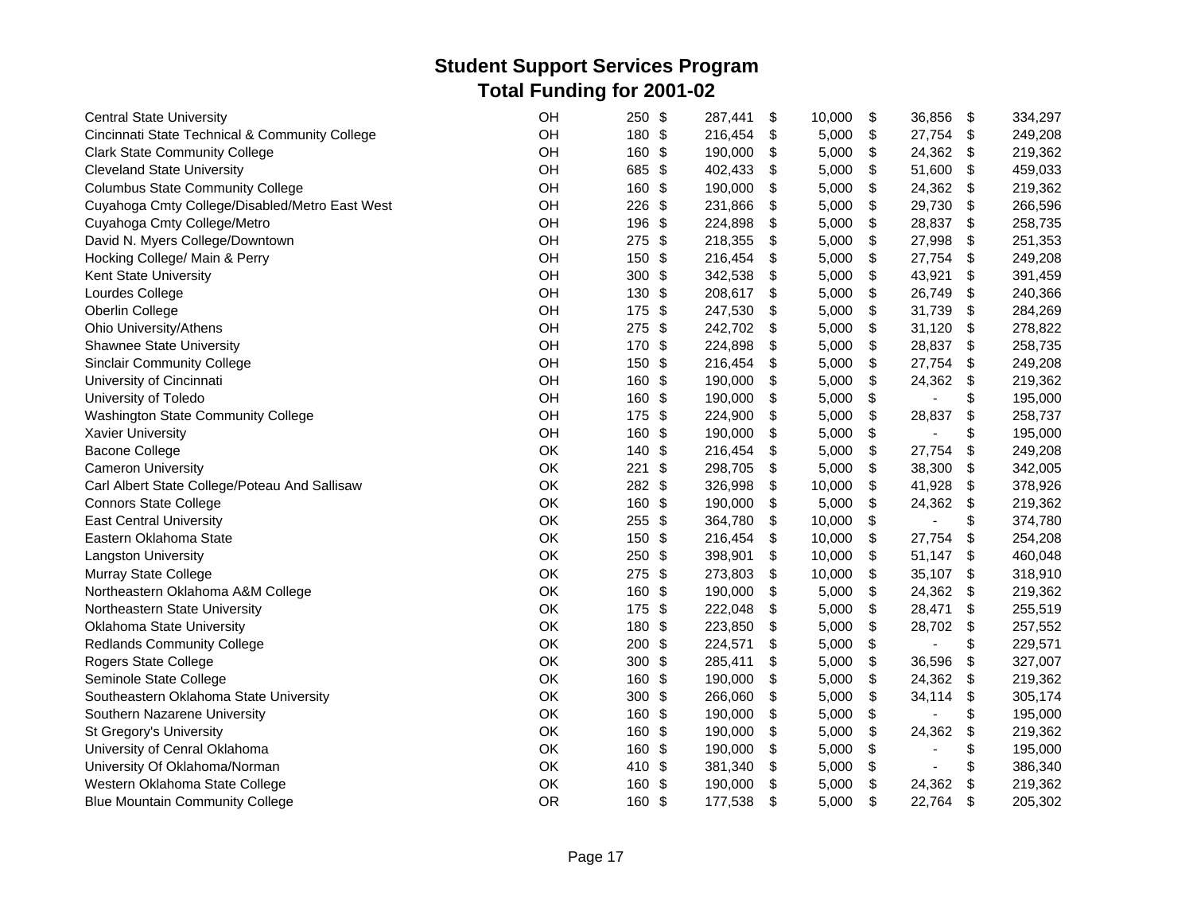# Student Support Services Program
## Total Funding for 2001-02

| | | | | | | |
|---|---|---|---|---|---|---|
| Central State University | OH | 250 | $ 287,441 | $ 10,000 | $ 36,856 | $ 334,297 |
| Cincinnati State Technical & Community College | OH | 180 | $ 216,454 | $ 5,000 | $ 27,754 | $ 249,208 |
| Clark State Community College | OH | 160 | $ 190,000 | $ 5,000 | $ 24,362 | $ 219,362 |
| Cleveland State University | OH | 685 | $ 402,433 | $ 5,000 | $ 51,600 | $ 459,033 |
| Columbus State Community College | OH | 160 | $ 190,000 | $ 5,000 | $ 24,362 | $ 219,362 |
| Cuyahoga Cmty College/Disabled/Metro East West | OH | 226 | $ 231,866 | $ 5,000 | $ 29,730 | $ 266,596 |
| Cuyahoga Cmty College/Metro | OH | 196 | $ 224,898 | $ 5,000 | $ 28,837 | $ 258,735 |
| David N. Myers College/Downtown | OH | 275 | $ 218,355 | $ 5,000 | $ 27,998 | $ 251,353 |
| Hocking College/ Main & Perry | OH | 150 | $ 216,454 | $ 5,000 | $ 27,754 | $ 249,208 |
| Kent State University | OH | 300 | $ 342,538 | $ 5,000 | $ 43,921 | $ 391,459 |
| Lourdes College | OH | 130 | $ 208,617 | $ 5,000 | $ 26,749 | $ 240,366 |
| Oberlin College | OH | 175 | $ 247,530 | $ 5,000 | $ 31,739 | $ 284,269 |
| Ohio University/Athens | OH | 275 | $ 242,702 | $ 5,000 | $ 31,120 | $ 278,822 |
| Shawnee State University | OH | 170 | $ 224,898 | $ 5,000 | $ 28,837 | $ 258,735 |
| Sinclair Community College | OH | 150 | $ 216,454 | $ 5,000 | $ 27,754 | $ 249,208 |
| University of Cincinnati | OH | 160 | $ 190,000 | $ 5,000 | $ 24,362 | $ 219,362 |
| University of Toledo | OH | 160 | $ 190,000 | $ 5,000 | $ - | $ 195,000 |
| Washington State Community College | OH | 175 | $ 224,900 | $ 5,000 | $ 28,837 | $ 258,737 |
| Xavier University | OH | 160 | $ 190,000 | $ 5,000 | $ - | $ 195,000 |
| Bacone College | OK | 140 | $ 216,454 | $ 5,000 | $ 27,754 | $ 249,208 |
| Cameron University | OK | 221 | $ 298,705 | $ 5,000 | $ 38,300 | $ 342,005 |
| Carl Albert State College/Poteau And Sallisaw | OK | 282 | $ 326,998 | $ 10,000 | $ 41,928 | $ 378,926 |
| Connors State College | OK | 160 | $ 190,000 | $ 5,000 | $ 24,362 | $ 219,362 |
| East Central University | OK | 255 | $ 364,780 | $ 10,000 | $ - | $ 374,780 |
| Eastern Oklahoma State | OK | 150 | $ 216,454 | $ 10,000 | $ 27,754 | $ 254,208 |
| Langston University | OK | 250 | $ 398,901 | $ 10,000 | $ 51,147 | $ 460,048 |
| Murray State College | OK | 275 | $ 273,803 | $ 10,000 | $ 35,107 | $ 318,910 |
| Northeastern Oklahoma A&M College | OK | 160 | $ 190,000 | $ 5,000 | $ 24,362 | $ 219,362 |
| Northeastern State University | OK | 175 | $ 222,048 | $ 5,000 | $ 28,471 | $ 255,519 |
| Oklahoma State University | OK | 180 | $ 223,850 | $ 5,000 | $ 28,702 | $ 257,552 |
| Redlands Community College | OK | 200 | $ 224,571 | $ 5,000 | $ - | $ 229,571 |
| Rogers State College | OK | 300 | $ 285,411 | $ 5,000 | $ 36,596 | $ 327,007 |
| Seminole State College | OK | 160 | $ 190,000 | $ 5,000 | $ 24,362 | $ 219,362 |
| Southeastern Oklahoma State University | OK | 300 | $ 266,060 | $ 5,000 | $ 34,114 | $ 305,174 |
| Southern Nazarene University | OK | 160 | $ 190,000 | $ 5,000 | $ - | $ 195,000 |
| St Gregory's University | OK | 160 | $ 190,000 | $ 5,000 | $ 24,362 | $ 219,362 |
| University of Cenral Oklahoma | OK | 160 | $ 190,000 | $ 5,000 | $ - | $ 195,000 |
| University Of Oklahoma/Norman | OK | 410 | $ 381,340 | $ 5,000 | $ - | $ 386,340 |
| Western Oklahoma State College | OK | 160 | $ 190,000 | $ 5,000 | $ 24,362 | $ 219,362 |
| Blue Mountain Community College | OR | 160 | $ 177,538 | $ 5,000 | $ 22,764 | $ 205,302 |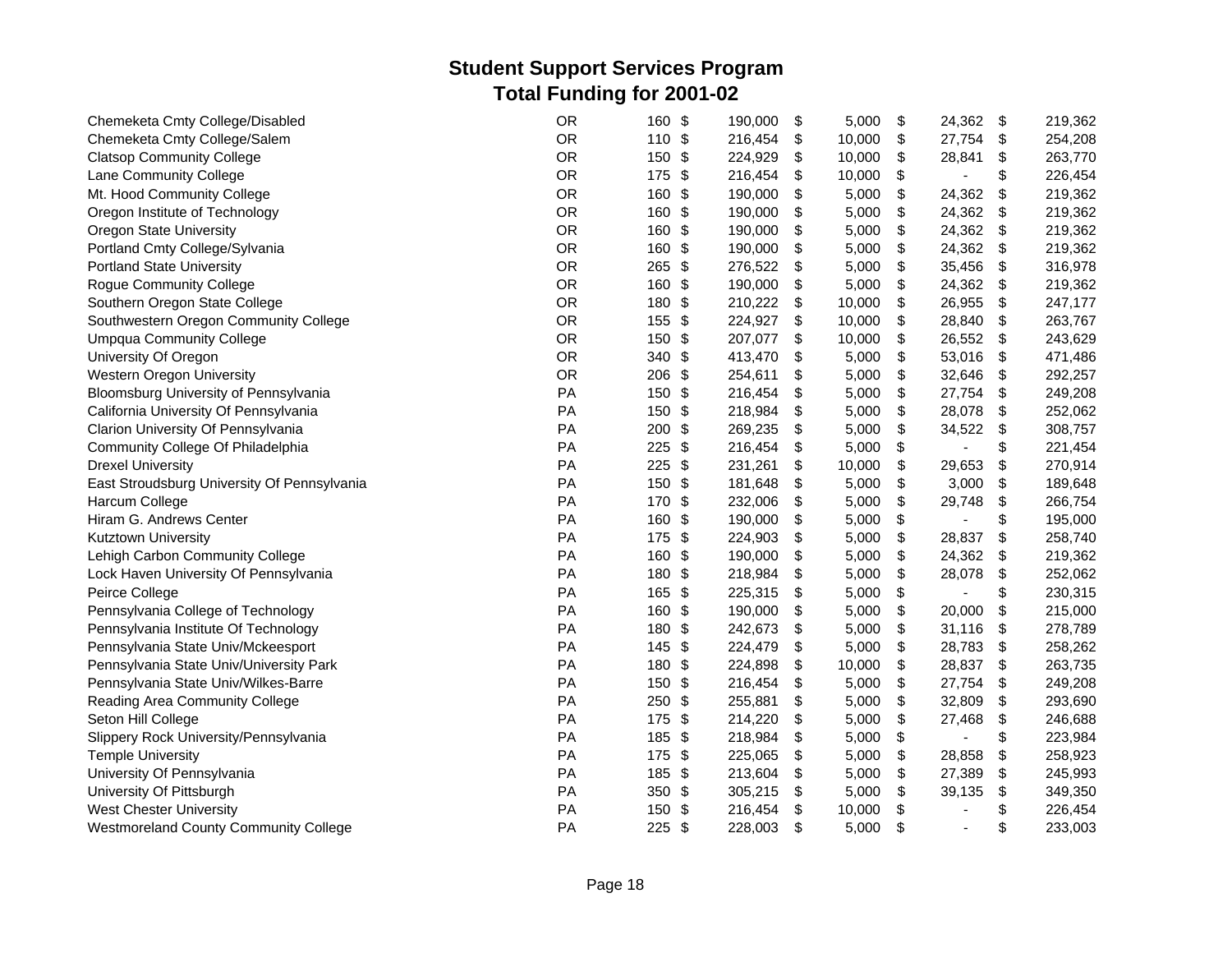## Student Support Services Program
## Total Funding for 2001-02

| | | | | | | |
|---|---|---|---|---|---|---|
| Chemeketa Cmty College/Disabled | OR | 160 | $ 190,000 | $ 5,000 | $ 24,362 | $ 219,362 |
| Chemeketa Cmty College/Salem | OR | 110 | $ 216,454 | $ 10,000 | $ 27,754 | $ 254,208 |
| Clatsop Community College | OR | 150 | $ 224,929 | $ 10,000 | $ 28,841 | $ 263,770 |
| Lane Community College | OR | 175 | $ 216,454 | $ 10,000 | $ - | $ 226,454 |
| Mt. Hood Community College | OR | 160 | $ 190,000 | $ 5,000 | $ 24,362 | $ 219,362 |
| Oregon Institute of Technology | OR | 160 | $ 190,000 | $ 5,000 | $ 24,362 | $ 219,362 |
| Oregon State University | OR | 160 | $ 190,000 | $ 5,000 | $ 24,362 | $ 219,362 |
| Portland Cmty College/Sylvania | OR | 160 | $ 190,000 | $ 5,000 | $ 24,362 | $ 219,362 |
| Portland State University | OR | 265 | $ 276,522 | $ 5,000 | $ 35,456 | $ 316,978 |
| Rogue Community College | OR | 160 | $ 190,000 | $ 5,000 | $ 24,362 | $ 219,362 |
| Southern Oregon State College | OR | 180 | $ 210,222 | $ 10,000 | $ 26,955 | $ 247,177 |
| Southwestern Oregon Community College | OR | 155 | $ 224,927 | $ 10,000 | $ 28,840 | $ 263,767 |
| Umpqua Community College | OR | 150 | $ 207,077 | $ 10,000 | $ 26,552 | $ 243,629 |
| University Of Oregon | OR | 340 | $ 413,470 | $ 5,000 | $ 53,016 | $ 471,486 |
| Western Oregon University | OR | 206 | $ 254,611 | $ 5,000 | $ 32,646 | $ 292,257 |
| Bloomsburg University of Pennsylvania | PA | 150 | $ 216,454 | $ 5,000 | $ 27,754 | $ 249,208 |
| California University Of Pennsylvania | PA | 150 | $ 218,984 | $ 5,000 | $ 28,078 | $ 252,062 |
| Clarion University Of Pennsylvania | PA | 200 | $ 269,235 | $ 5,000 | $ 34,522 | $ 308,757 |
| Community College Of Philadelphia | PA | 225 | $ 216,454 | $ 5,000 | $ - | $ 221,454 |
| Drexel University | PA | 225 | $ 231,261 | $ 10,000 | $ 29,653 | $ 270,914 |
| East Stroudsburg University Of Pennsylvania | PA | 150 | $ 181,648 | $ 5,000 | $ 3,000 | $ 189,648 |
| Harcum College | PA | 170 | $ 232,006 | $ 5,000 | $ 29,748 | $ 266,754 |
| Hiram G. Andrews Center | PA | 160 | $ 190,000 | $ 5,000 | $ - | $ 195,000 |
| Kutztown University | PA | 175 | $ 224,903 | $ 5,000 | $ 28,837 | $ 258,740 |
| Lehigh Carbon Community College | PA | 160 | $ 190,000 | $ 5,000 | $ 24,362 | $ 219,362 |
| Lock Haven University Of Pennsylvania | PA | 180 | $ 218,984 | $ 5,000 | $ 28,078 | $ 252,062 |
| Peirce College | PA | 165 | $ 225,315 | $ 5,000 | $ - | $ 230,315 |
| Pennsylvania College of Technology | PA | 160 | $ 190,000 | $ 5,000 | $ 20,000 | $ 215,000 |
| Pennsylvania Institute Of Technology | PA | 180 | $ 242,673 | $ 5,000 | $ 31,116 | $ 278,789 |
| Pennsylvania State Univ/Mckeesport | PA | 145 | $ 224,479 | $ 5,000 | $ 28,783 | $ 258,262 |
| Pennsylvania State Univ/University Park | PA | 180 | $ 224,898 | $ 10,000 | $ 28,837 | $ 263,735 |
| Pennsylvania State Univ/Wilkes-Barre | PA | 150 | $ 216,454 | $ 5,000 | $ 27,754 | $ 249,208 |
| Reading Area Community College | PA | 250 | $ 255,881 | $ 5,000 | $ 32,809 | $ 293,690 |
| Seton Hill College | PA | 175 | $ 214,220 | $ 5,000 | $ 27,468 | $ 246,688 |
| Slippery Rock University/Pennsylvania | PA | 185 | $ 218,984 | $ 5,000 | $ - | $ 223,984 |
| Temple University | PA | 175 | $ 225,065 | $ 5,000 | $ 28,858 | $ 258,923 |
| University Of Pennsylvania | PA | 185 | $ 213,604 | $ 5,000 | $ 27,389 | $ 245,993 |
| University Of Pittsburgh | PA | 350 | $ 305,215 | $ 5,000 | $ 39,135 | $ 349,350 |
| West Chester University | PA | 150 | $ 216,454 | $ 10,000 | $ - | $ 226,454 |
| Westmoreland County Community College | PA | 225 | $ 228,003 | $ 5,000 | $ - | $ 233,003 |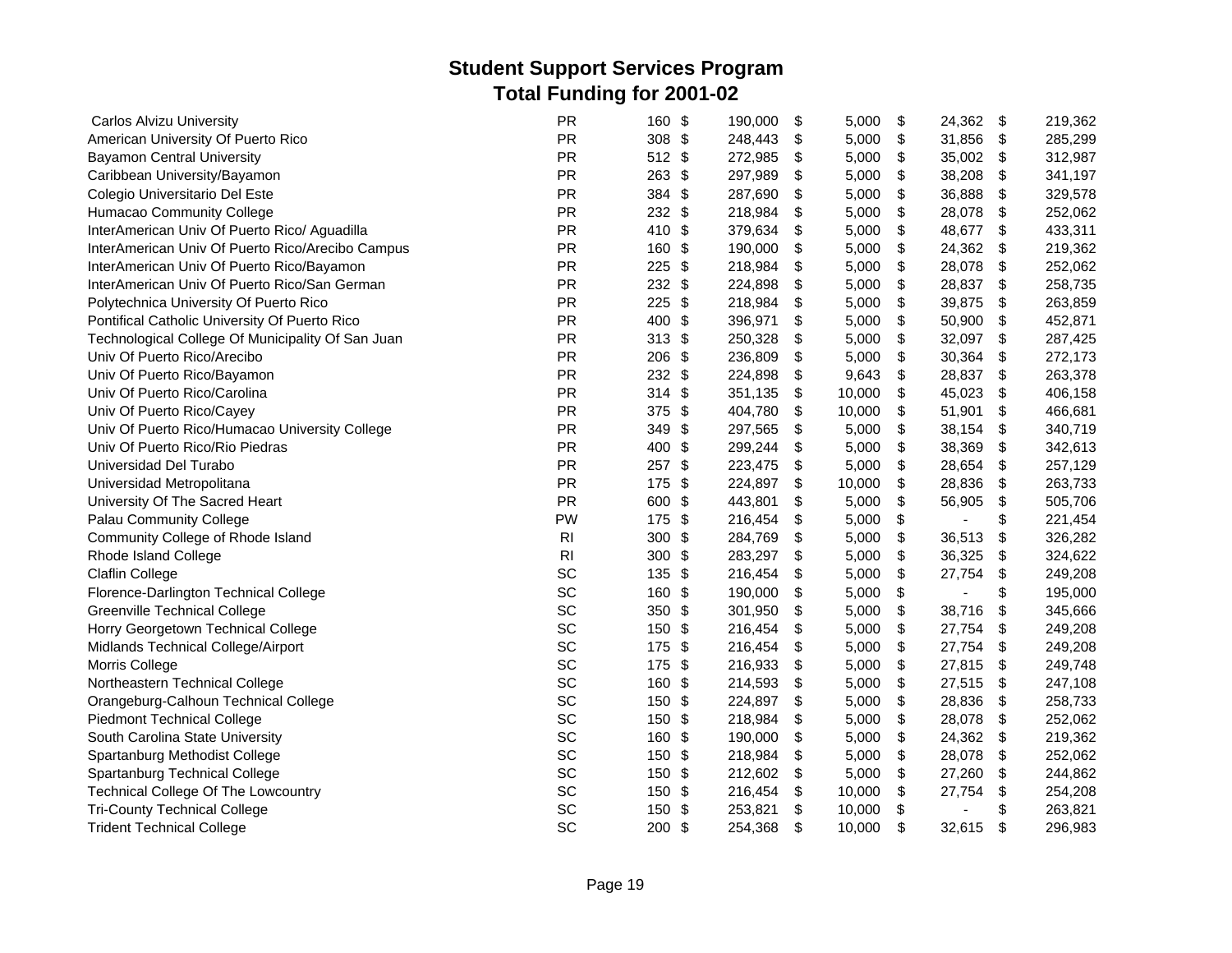## Student Support Services Program
## Total Funding for 2001-02

| | | | | | | |
|---|---|---|---|---|---|---|
| Carlos Alvizu University | PR | 160 | $ 190,000 | $ 5,000 | $ 24,362 | $ 219,362 |
| American University Of Puerto Rico | PR | 308 | $ 248,443 | $ 5,000 | $ 31,856 | $ 285,299 |
| Bayamon Central University | PR | 512 | $ 272,985 | $ 5,000 | $ 35,002 | $ 312,987 |
| Caribbean University/Bayamon | PR | 263 | $ 297,989 | $ 5,000 | $ 38,208 | $ 341,197 |
| Colegio Universitario Del Este | PR | 384 | $ 287,690 | $ 5,000 | $ 36,888 | $ 329,578 |
| Humacao Community College | PR | 232 | $ 218,984 | $ 5,000 | $ 28,078 | $ 252,062 |
| InterAmerican Univ Of Puerto Rico/ Aguadilla | PR | 410 | $ 379,634 | $ 5,000 | $ 48,677 | $ 433,311 |
| InterAmerican Univ Of Puerto Rico/Arecibo Campus | PR | 160 | $ 190,000 | $ 5,000 | $ 24,362 | $ 219,362 |
| InterAmerican Univ Of Puerto Rico/Bayamon | PR | 225 | $ 218,984 | $ 5,000 | $ 28,078 | $ 252,062 |
| InterAmerican Univ Of Puerto Rico/San German | PR | 232 | $ 224,898 | $ 5,000 | $ 28,837 | $ 258,735 |
| Polytechnica University Of Puerto Rico | PR | 225 | $ 218,984 | $ 5,000 | $ 39,875 | $ 263,859 |
| Pontifical Catholic University Of Puerto Rico | PR | 400 | $ 396,971 | $ 5,000 | $ 50,900 | $ 452,871 |
| Technological College Of Municipality Of San Juan | PR | 313 | $ 250,328 | $ 5,000 | $ 32,097 | $ 287,425 |
| Univ Of Puerto Rico/Arecibo | PR | 206 | $ 236,809 | $ 5,000 | $ 30,364 | $ 272,173 |
| Univ Of Puerto Rico/Bayamon | PR | 232 | $ 224,898 | $ 9,643 | $ 28,837 | $ 263,378 |
| Univ Of Puerto Rico/Carolina | PR | 314 | $ 351,135 | $ 10,000 | $ 45,023 | $ 406,158 |
| Univ Of Puerto Rico/Cayey | PR | 375 | $ 404,780 | $ 10,000 | $ 51,901 | $ 466,681 |
| Univ Of Puerto Rico/Humacao University College | PR | 349 | $ 297,565 | $ 5,000 | $ 38,154 | $ 340,719 |
| Univ Of Puerto Rico/Rio Piedras | PR | 400 | $ 299,244 | $ 5,000 | $ 38,369 | $ 342,613 |
| Universidad Del Turabo | PR | 257 | $ 223,475 | $ 5,000 | $ 28,654 | $ 257,129 |
| Universidad Metropolitana | PR | 175 | $ 224,897 | $ 10,000 | $ 28,836 | $ 263,733 |
| University Of The Sacred Heart | PR | 600 | $ 443,801 | $ 5,000 | $ 56,905 | $ 505,706 |
| Palau Community College | PW | 175 | $ 216,454 | $ 5,000 | $ - | $ 221,454 |
| Community College of Rhode Island | RI | 300 | $ 284,769 | $ 5,000 | $ 36,513 | $ 326,282 |
| Rhode Island College | RI | 300 | $ 283,297 | $ 5,000 | $ 36,325 | $ 324,622 |
| Claflin College | SC | 135 | $ 216,454 | $ 5,000 | $ 27,754 | $ 249,208 |
| Florence-Darlington Technical College | SC | 160 | $ 190,000 | $ 5,000 | $ - | $ 195,000 |
| Greenville Technical College | SC | 350 | $ 301,950 | $ 5,000 | $ 38,716 | $ 345,666 |
| Horry Georgetown Technical College | SC | 150 | $ 216,454 | $ 5,000 | $ 27,754 | $ 249,208 |
| Midlands Technical College/Airport | SC | 175 | $ 216,454 | $ 5,000 | $ 27,754 | $ 249,208 |
| Morris College | SC | 175 | $ 216,933 | $ 5,000 | $ 27,815 | $ 249,748 |
| Northeastern Technical College | SC | 160 | $ 214,593 | $ 5,000 | $ 27,515 | $ 247,108 |
| Orangeburg-Calhoun Technical College | SC | 150 | $ 224,897 | $ 5,000 | $ 28,836 | $ 258,733 |
| Piedmont Technical College | SC | 150 | $ 218,984 | $ 5,000 | $ 28,078 | $ 252,062 |
| South Carolina State University | SC | 160 | $ 190,000 | $ 5,000 | $ 24,362 | $ 219,362 |
| Spartanburg Methodist College | SC | 150 | $ 218,984 | $ 5,000 | $ 28,078 | $ 252,062 |
| Spartanburg Technical College | SC | 150 | $ 212,602 | $ 5,000 | $ 27,260 | $ 244,862 |
| Technical College Of The Lowcountry | SC | 150 | $ 216,454 | $ 10,000 | $ 27,754 | $ 254,208 |
| Tri-County Technical College | SC | 150 | $ 253,821 | $ 10,000 | $ - | $ 263,821 |
| Trident Technical College | SC | 200 | $ 254,368 | $ 10,000 | $ 32,615 | $ 296,983 |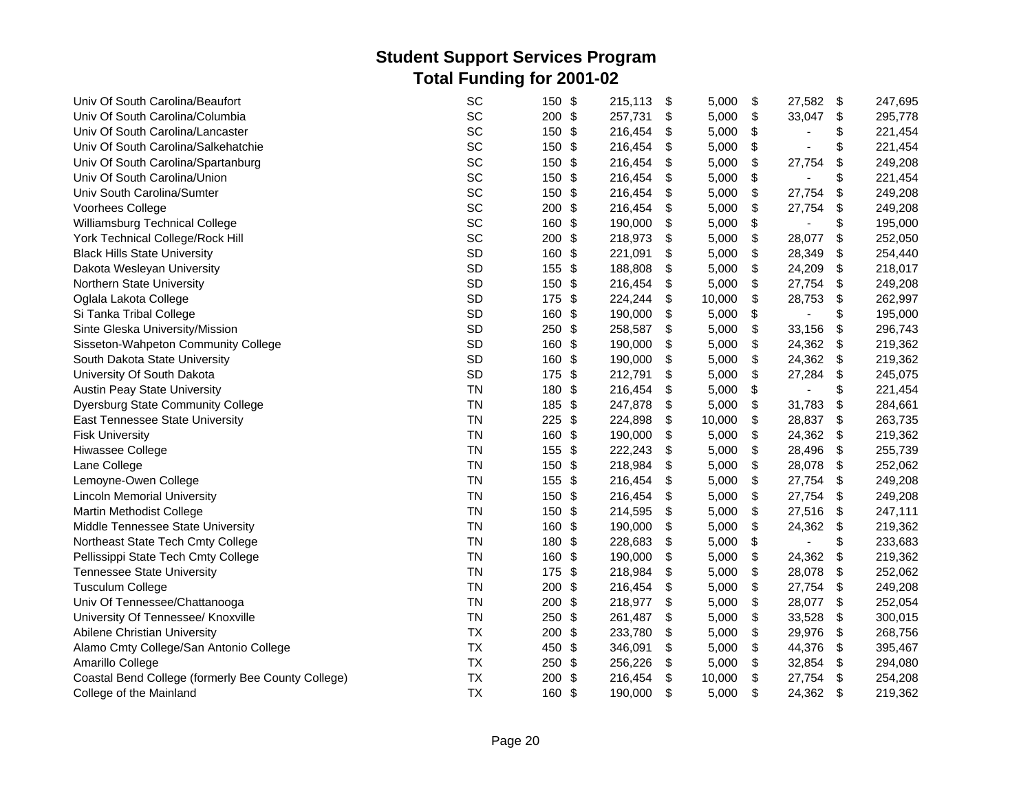## Student Support Services Program
## Total Funding for 2001-02

| | | | | | | |
|---|---|---|---|---|---|---|
| Univ Of South Carolina/Beaufort | SC | 150 | $ 215,113 | $ 5,000 | $ 27,582 | $ 247,695 |
| Univ Of South Carolina/Columbia | SC | 200 | $ 257,731 | $ 5,000 | $ 33,047 | $ 295,778 |
| Univ Of South Carolina/Lancaster | SC | 150 | $ 216,454 | $ 5,000 | $ - | $ 221,454 |
| Univ Of South Carolina/Salkehatchie | SC | 150 | $ 216,454 | $ 5,000 | $ - | $ 221,454 |
| Univ Of South Carolina/Spartanburg | SC | 150 | $ 216,454 | $ 5,000 | $ 27,754 | $ 249,208 |
| Univ Of South Carolina/Union | SC | 150 | $ 216,454 | $ 5,000 | $ - | $ 221,454 |
| Univ South Carolina/Sumter | SC | 150 | $ 216,454 | $ 5,000 | $ 27,754 | $ 249,208 |
| Voorhees College | SC | 200 | $ 216,454 | $ 5,000 | $ 27,754 | $ 249,208 |
| Williamsburg Technical College | SC | 160 | $ 190,000 | $ 5,000 | $ - | $ 195,000 |
| York Technical College/Rock Hill | SC | 200 | $ 218,973 | $ 5,000 | $ 28,077 | $ 252,050 |
| Black Hills State University | SD | 160 | $ 221,091 | $ 5,000 | $ 28,349 | $ 254,440 |
| Dakota Wesleyan University | SD | 155 | $ 188,808 | $ 5,000 | $ 24,209 | $ 218,017 |
| Northern State University | SD | 150 | $ 216,454 | $ 5,000 | $ 27,754 | $ 249,208 |
| Oglala Lakota College | SD | 175 | $ 224,244 | $ 10,000 | $ 28,753 | $ 262,997 |
| Si Tanka Tribal College | SD | 160 | $ 190,000 | $ 5,000 | $ - | $ 195,000 |
| Sinte Gleska University/Mission | SD | 250 | $ 258,587 | $ 5,000 | $ 33,156 | $ 296,743 |
| Sisseton-Wahpeton Community College | SD | 160 | $ 190,000 | $ 5,000 | $ 24,362 | $ 219,362 |
| South Dakota State University | SD | 160 | $ 190,000 | $ 5,000 | $ 24,362 | $ 219,362 |
| University Of South Dakota | SD | 175 | $ 212,791 | $ 5,000 | $ 27,284 | $ 245,075 |
| Austin Peay State University | TN | 180 | $ 216,454 | $ 5,000 | $ - | $ 221,454 |
| Dyersburg State Community College | TN | 185 | $ 247,878 | $ 5,000 | $ 31,783 | $ 284,661 |
| East Tennessee State University | TN | 225 | $ 224,898 | $ 10,000 | $ 28,837 | $ 263,735 |
| Fisk University | TN | 160 | $ 190,000 | $ 5,000 | $ 24,362 | $ 219,362 |
| Hiwassee College | TN | 155 | $ 222,243 | $ 5,000 | $ 28,496 | $ 255,739 |
| Lane College | TN | 150 | $ 218,984 | $ 5,000 | $ 28,078 | $ 252,062 |
| Lemoyne-Owen College | TN | 155 | $ 216,454 | $ 5,000 | $ 27,754 | $ 249,208 |
| Lincoln Memorial University | TN | 150 | $ 216,454 | $ 5,000 | $ 27,754 | $ 249,208 |
| Martin Methodist College | TN | 150 | $ 214,595 | $ 5,000 | $ 27,516 | $ 247,111 |
| Middle Tennessee State University | TN | 160 | $ 190,000 | $ 5,000 | $ 24,362 | $ 219,362 |
| Northeast State Tech Cmty College | TN | 180 | $ 228,683 | $ 5,000 | $ - | $ 233,683 |
| Pellissippi State Tech Cmty College | TN | 160 | $ 190,000 | $ 5,000 | $ 24,362 | $ 219,362 |
| Tennessee State University | TN | 175 | $ 218,984 | $ 5,000 | $ 28,078 | $ 252,062 |
| Tusculum College | TN | 200 | $ 216,454 | $ 5,000 | $ 27,754 | $ 249,208 |
| Univ Of Tennessee/Chattanooga | TN | 200 | $ 218,977 | $ 5,000 | $ 28,077 | $ 252,054 |
| University Of Tennessee/ Knoxville | TN | 250 | $ 261,487 | $ 5,000 | $ 33,528 | $ 300,015 |
| Abilene Christian University | TX | 200 | $ 233,780 | $ 5,000 | $ 29,976 | $ 268,756 |
| Alamo Cmty College/San Antonio College | TX | 450 | $ 346,091 | $ 5,000 | $ 44,376 | $ 395,467 |
| Amarillo College | TX | 250 | $ 256,226 | $ 5,000 | $ 32,854 | $ 294,080 |
| Coastal Bend College (formerly Bee County College) | TX | 200 | $ 216,454 | $ 10,000 | $ 27,754 | $ 254,208 |
| College of the Mainland | TX | 160 | $ 190,000 | $ 5,000 | $ 24,362 | $ 219,362 |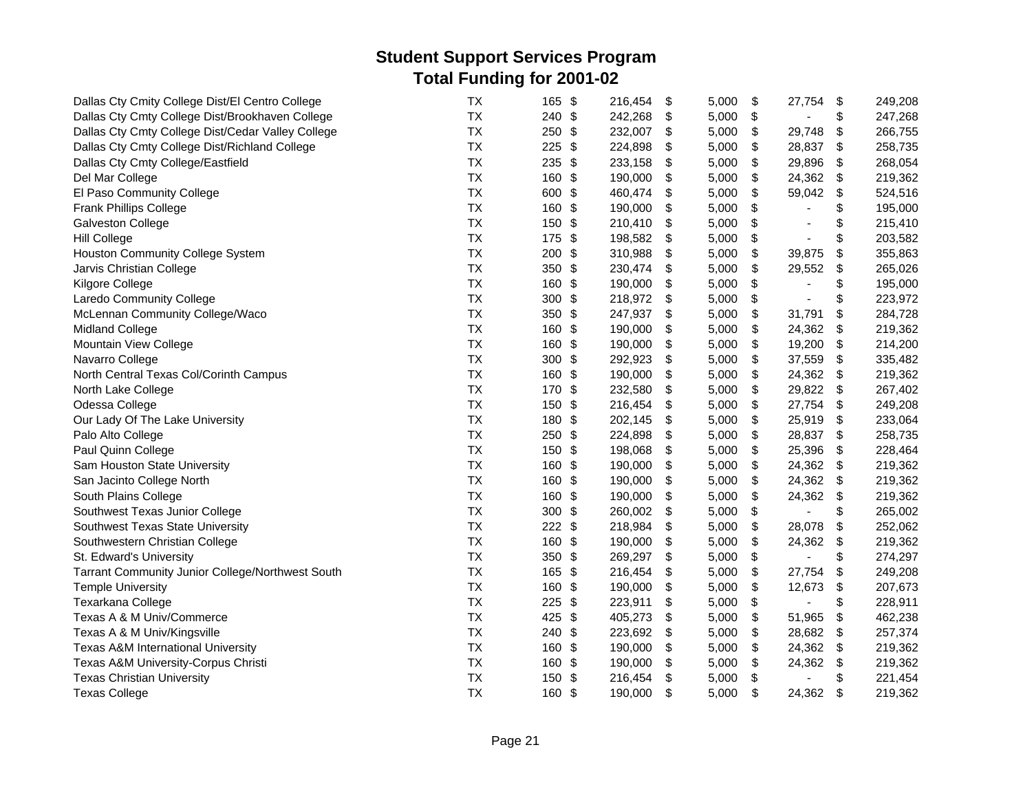# Student Support Services Program
## Total Funding for 2001-02

| | | | | | | |
|---|---|---|---|---|---|---|
| Dallas Cty Cmity College Dist/El Centro College | TX | 165 | $ 216,454 | $ 5,000 | $ 27,754 | $ 249,208 |
| Dallas Cty Cmty College Dist/Brookhaven College | TX | 240 | $ 242,268 | $ 5,000 | $ - | $ 247,268 |
| Dallas Cty Cmty College Dist/Cedar Valley College | TX | 250 | $ 232,007 | $ 5,000 | $ 29,748 | $ 266,755 |
| Dallas Cty Cmty College Dist/Richland College | TX | 225 | $ 224,898 | $ 5,000 | $ 28,837 | $ 258,735 |
| Dallas Cty Cmty College/Eastfield | TX | 235 | $ 233,158 | $ 5,000 | $ 29,896 | $ 268,054 |
| Del Mar College | TX | 160 | $ 190,000 | $ 5,000 | $ 24,362 | $ 219,362 |
| El Paso Community College | TX | 600 | $ 460,474 | $ 5,000 | $ 59,042 | $ 524,516 |
| Frank Phillips College | TX | 160 | $ 190,000 | $ 5,000 | $ - | $ 195,000 |
| Galveston College | TX | 150 | $ 210,410 | $ 5,000 | $ - | $ 215,410 |
| Hill College | TX | 175 | $ 198,582 | $ 5,000 | $ - | $ 203,582 |
| Houston Community College System | TX | 200 | $ 310,988 | $ 5,000 | $ 39,875 | $ 355,863 |
| Jarvis Christian College | TX | 350 | $ 230,474 | $ 5,000 | $ 29,552 | $ 265,026 |
| Kilgore College | TX | 160 | $ 190,000 | $ 5,000 | $ - | $ 195,000 |
| Laredo Community College | TX | 300 | $ 218,972 | $ 5,000 | $ - | $ 223,972 |
| McLennan Community College/Waco | TX | 350 | $ 247,937 | $ 5,000 | $ 31,791 | $ 284,728 |
| Midland College | TX | 160 | $ 190,000 | $ 5,000 | $ 24,362 | $ 219,362 |
| Mountain View College | TX | 160 | $ 190,000 | $ 5,000 | $ 19,200 | $ 214,200 |
| Navarro College | TX | 300 | $ 292,923 | $ 5,000 | $ 37,559 | $ 335,482 |
| North Central Texas Col/Corinth Campus | TX | 160 | $ 190,000 | $ 5,000 | $ 24,362 | $ 219,362 |
| North Lake College | TX | 170 | $ 232,580 | $ 5,000 | $ 29,822 | $ 267,402 |
| Odessa College | TX | 150 | $ 216,454 | $ 5,000 | $ 27,754 | $ 249,208 |
| Our Lady Of The Lake University | TX | 180 | $ 202,145 | $ 5,000 | $ 25,919 | $ 233,064 |
| Palo Alto College | TX | 250 | $ 224,898 | $ 5,000 | $ 28,837 | $ 258,735 |
| Paul Quinn College | TX | 150 | $ 198,068 | $ 5,000 | $ 25,396 | $ 228,464 |
| Sam Houston State University | TX | 160 | $ 190,000 | $ 5,000 | $ 24,362 | $ 219,362 |
| San Jacinto College North | TX | 160 | $ 190,000 | $ 5,000 | $ 24,362 | $ 219,362 |
| South Plains College | TX | 160 | $ 190,000 | $ 5,000 | $ 24,362 | $ 219,362 |
| Southwest Texas Junior College | TX | 300 | $ 260,002 | $ 5,000 | $ - | $ 265,002 |
| Southwest Texas State University | TX | 222 | $ 218,984 | $ 5,000 | $ 28,078 | $ 252,062 |
| Southwestern Christian College | TX | 160 | $ 190,000 | $ 5,000 | $ 24,362 | $ 219,362 |
| St. Edward's University | TX | 350 | $ 269,297 | $ 5,000 | $ - | $ 274,297 |
| Tarrant Community Junior College/Northwest South | TX | 165 | $ 216,454 | $ 5,000 | $ 27,754 | $ 249,208 |
| Temple University | TX | 160 | $ 190,000 | $ 5,000 | $ 12,673 | $ 207,673 |
| Texarkana College | TX | 225 | $ 223,911 | $ 5,000 | $ - | $ 228,911 |
| Texas A & M Univ/Commerce | TX | 425 | $ 405,273 | $ 5,000 | $ 51,965 | $ 462,238 |
| Texas A & M Univ/Kingsville | TX | 240 | $ 223,692 | $ 5,000 | $ 28,682 | $ 257,374 |
| Texas A&M International University | TX | 160 | $ 190,000 | $ 5,000 | $ 24,362 | $ 219,362 |
| Texas A&M University-Corpus Christi | TX | 160 | $ 190,000 | $ 5,000 | $ 24,362 | $ 219,362 |
| Texas Christian University | TX | 150 | $ 216,454 | $ 5,000 | $ - | $ 221,454 |
| Texas College | TX | 160 | $ 190,000 | $ 5,000 | $ 24,362 | $ 219,362 |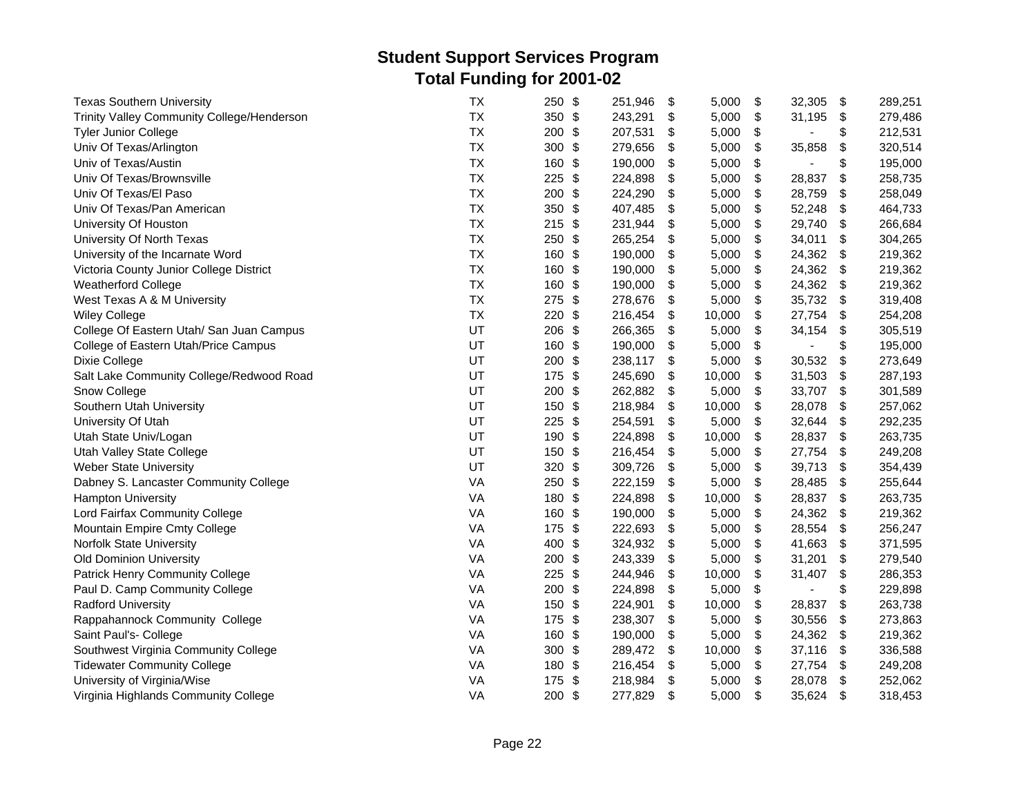# Student Support Services Program
## Total Funding for 2001-02

| | | | | | | |
|---|---|---|---|---|---|---|
| Texas Southern University | TX | 250 | $ 251,946 | $ 5,000 | $ 32,305 | $ 289,251 |
| Trinity Valley Community College/Henderson | TX | 350 | $ 243,291 | $ 5,000 | $ 31,195 | $ 279,486 |
| Tyler Junior College | TX | 200 | $ 207,531 | $ 5,000 | $ - | $ 212,531 |
| Univ Of Texas/Arlington | TX | 300 | $ 279,656 | $ 5,000 | $ 35,858 | $ 320,514 |
| Univ of Texas/Austin | TX | 160 | $ 190,000 | $ 5,000 | $ - | $ 195,000 |
| Univ Of Texas/Brownsville | TX | 225 | $ 224,898 | $ 5,000 | $ 28,837 | $ 258,735 |
| Univ Of Texas/El Paso | TX | 200 | $ 224,290 | $ 5,000 | $ 28,759 | $ 258,049 |
| Univ Of Texas/Pan American | TX | 350 | $ 407,485 | $ 5,000 | $ 52,248 | $ 464,733 |
| University Of Houston | TX | 215 | $ 231,944 | $ 5,000 | $ 29,740 | $ 266,684 |
| University Of North Texas | TX | 250 | $ 265,254 | $ 5,000 | $ 34,011 | $ 304,265 |
| University of the Incarnate Word | TX | 160 | $ 190,000 | $ 5,000 | $ 24,362 | $ 219,362 |
| Victoria County Junior College District | TX | 160 | $ 190,000 | $ 5,000 | $ 24,362 | $ 219,362 |
| Weatherford College | TX | 160 | $ 190,000 | $ 5,000 | $ 24,362 | $ 219,362 |
| West Texas A & M University | TX | 275 | $ 278,676 | $ 5,000 | $ 35,732 | $ 319,408 |
| Wiley College | TX | 220 | $ 216,454 | $ 10,000 | $ 27,754 | $ 254,208 |
| College Of Eastern Utah/ San Juan Campus | UT | 206 | $ 266,365 | $ 5,000 | $ 34,154 | $ 305,519 |
| College of Eastern Utah/Price Campus | UT | 160 | $ 190,000 | $ 5,000 | $ - | $ 195,000 |
| Dixie College | UT | 200 | $ 238,117 | $ 5,000 | $ 30,532 | $ 273,649 |
| Salt Lake Community College/Redwood Road | UT | 175 | $ 245,690 | $ 10,000 | $ 31,503 | $ 287,193 |
| Snow College | UT | 200 | $ 262,882 | $ 5,000 | $ 33,707 | $ 301,589 |
| Southern Utah University | UT | 150 | $ 218,984 | $ 10,000 | $ 28,078 | $ 257,062 |
| University Of Utah | UT | 225 | $ 254,591 | $ 5,000 | $ 32,644 | $ 292,235 |
| Utah State Univ/Logan | UT | 190 | $ 224,898 | $ 10,000 | $ 28,837 | $ 263,735 |
| Utah Valley State College | UT | 150 | $ 216,454 | $ 5,000 | $ 27,754 | $ 249,208 |
| Weber State University | UT | 320 | $ 309,726 | $ 5,000 | $ 39,713 | $ 354,439 |
| Dabney S. Lancaster Community College | VA | 250 | $ 222,159 | $ 5,000 | $ 28,485 | $ 255,644 |
| Hampton University | VA | 180 | $ 224,898 | $ 10,000 | $ 28,837 | $ 263,735 |
| Lord Fairfax Community College | VA | 160 | $ 190,000 | $ 5,000 | $ 24,362 | $ 219,362 |
| Mountain Empire Cmty College | VA | 175 | $ 222,693 | $ 5,000 | $ 28,554 | $ 256,247 |
| Norfolk State University | VA | 400 | $ 324,932 | $ 5,000 | $ 41,663 | $ 371,595 |
| Old Dominion University | VA | 200 | $ 243,339 | $ 5,000 | $ 31,201 | $ 279,540 |
| Patrick Henry Community College | VA | 225 | $ 244,946 | $ 10,000 | $ 31,407 | $ 286,353 |
| Paul D. Camp Community College | VA | 200 | $ 224,898 | $ 5,000 | $ - | $ 229,898 |
| Radford University | VA | 150 | $ 224,901 | $ 10,000 | $ 28,837 | $ 263,738 |
| Rappahannock Community College | VA | 175 | $ 238,307 | $ 5,000 | $ 30,556 | $ 273,863 |
| Saint Paul's- College | VA | 160 | $ 190,000 | $ 5,000 | $ 24,362 | $ 219,362 |
| Southwest Virginia Community College | VA | 300 | $ 289,472 | $ 10,000 | $ 37,116 | $ 336,588 |
| Tidewater Community College | VA | 180 | $ 216,454 | $ 5,000 | $ 27,754 | $ 249,208 |
| University of Virginia/Wise | VA | 175 | $ 218,984 | $ 5,000 | $ 28,078 | $ 252,062 |
| Virginia Highlands Community College | VA | 200 | $ 277,829 | $ 5,000 | $ 35,624 | $ 318,453 |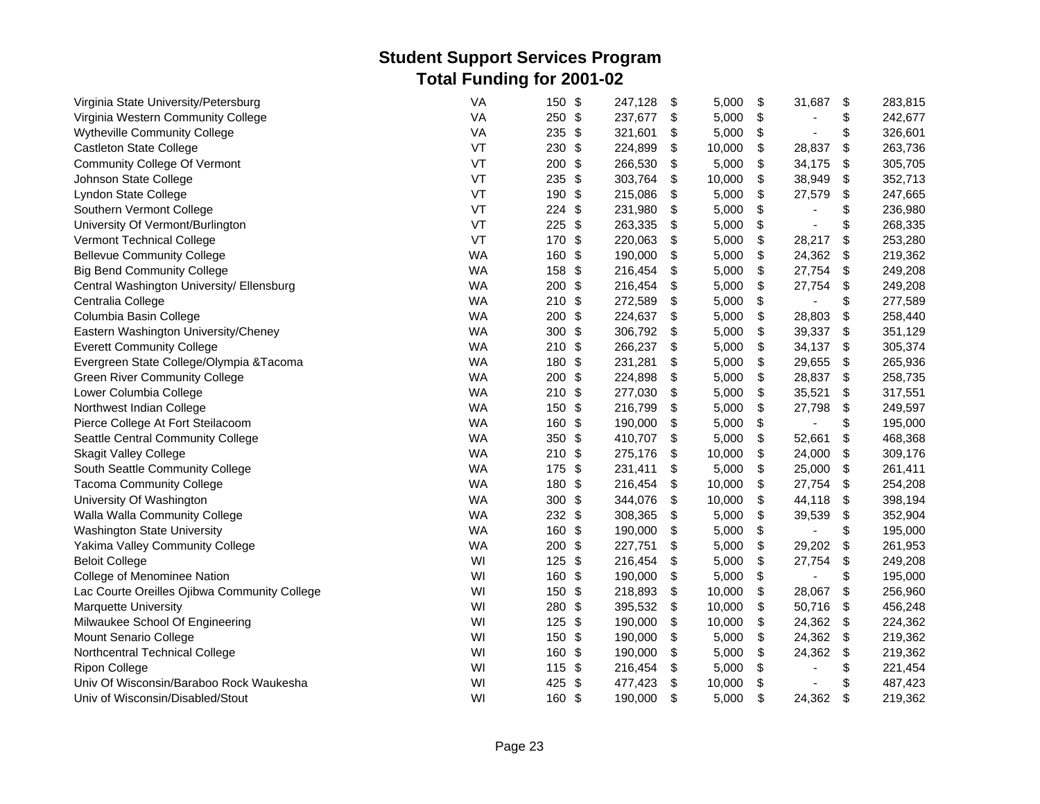# Student Support Services Program
## Total Funding for 2001-02

| | | | | | | |
|---|---|---|---|---|---|---|
| Virginia State University/Petersburg | VA | 150 | $ 247,128 | $ 5,000 | $ 31,687 | $ 283,815 |
| Virginia Western Community College | VA | 250 | $ 237,677 | $ 5,000 | $ - | $ 242,677 |
| Wytheville Community College | VA | 235 | $ 321,601 | $ 5,000 | $ - | $ 326,601 |
| Castleton State College | VT | 230 | $ 224,899 | $ 10,000 | $ 28,837 | $ 263,736 |
| Community College Of Vermont | VT | 200 | $ 266,530 | $ 5,000 | $ 34,175 | $ 305,705 |
| Johnson State College | VT | 235 | $ 303,764 | $ 10,000 | $ 38,949 | $ 352,713 |
| Lyndon State College | VT | 190 | $ 215,086 | $ 5,000 | $ 27,579 | $ 247,665 |
| Southern Vermont College | VT | 224 | $ 231,980 | $ 5,000 | $ - | $ 236,980 |
| University Of Vermont/Burlington | VT | 225 | $ 263,335 | $ 5,000 | $ - | $ 268,335 |
| Vermont Technical College | VT | 170 | $ 220,063 | $ 5,000 | $ 28,217 | $ 253,280 |
| Bellevue Community College | WA | 160 | $ 190,000 | $ 5,000 | $ 24,362 | $ 219,362 |
| Big Bend Community College | WA | 158 | $ 216,454 | $ 5,000 | $ 27,754 | $ 249,208 |
| Central Washington University/ Ellensburg | WA | 200 | $ 216,454 | $ 5,000 | $ 27,754 | $ 249,208 |
| Centralia College | WA | 210 | $ 272,589 | $ 5,000 | $ - | $ 277,589 |
| Columbia Basin College | WA | 200 | $ 224,637 | $ 5,000 | $ 28,803 | $ 258,440 |
| Eastern Washington University/Cheney | WA | 300 | $ 306,792 | $ 5,000 | $ 39,337 | $ 351,129 |
| Everett Community College | WA | 210 | $ 266,237 | $ 5,000 | $ 34,137 | $ 305,374 |
| Evergreen State College/Olympia &Tacoma | WA | 180 | $ 231,281 | $ 5,000 | $ 29,655 | $ 265,936 |
| Green River Community College | WA | 200 | $ 224,898 | $ 5,000 | $ 28,837 | $ 258,735 |
| Lower Columbia College | WA | 210 | $ 277,030 | $ 5,000 | $ 35,521 | $ 317,551 |
| Northwest Indian College | WA | 150 | $ 216,799 | $ 5,000 | $ 27,798 | $ 249,597 |
| Pierce College At Fort Steilacoom | WA | 160 | $ 190,000 | $ 5,000 | $ - | $ 195,000 |
| Seattle Central Community College | WA | 350 | $ 410,707 | $ 5,000 | $ 52,661 | $ 468,368 |
| Skagit Valley College | WA | 210 | $ 275,176 | $ 10,000 | $ 24,000 | $ 309,176 |
| South Seattle Community College | WA | 175 | $ 231,411 | $ 5,000 | $ 25,000 | $ 261,411 |
| Tacoma Community College | WA | 180 | $ 216,454 | $ 10,000 | $ 27,754 | $ 254,208 |
| University Of Washington | WA | 300 | $ 344,076 | $ 10,000 | $ 44,118 | $ 398,194 |
| Walla Walla Community College | WA | 232 | $ 308,365 | $ 5,000 | $ 39,539 | $ 352,904 |
| Washington State University | WA | 160 | $ 190,000 | $ 5,000 | $ - | $ 195,000 |
| Yakima Valley Community College | WA | 200 | $ 227,751 | $ 5,000 | $ 29,202 | $ 261,953 |
| Beloit College | WI | 125 | $ 216,454 | $ 5,000 | $ 27,754 | $ 249,208 |
| College of Menominee Nation | WI | 160 | $ 190,000 | $ 5,000 | $ - | $ 195,000 |
| Lac Courte Oreilles Ojibwa Community College | WI | 150 | $ 218,893 | $ 10,000 | $ 28,067 | $ 256,960 |
| Marquette University | WI | 280 | $ 395,532 | $ 10,000 | $ 50,716 | $ 456,248 |
| Milwaukee School Of Engineering | WI | 125 | $ 190,000 | $ 10,000 | $ 24,362 | $ 224,362 |
| Mount Senario College | WI | 150 | $ 190,000 | $ 5,000 | $ 24,362 | $ 219,362 |
| Northcentral Technical College | WI | 160 | $ 190,000 | $ 5,000 | $ 24,362 | $ 219,362 |
| Ripon College | WI | 115 | $ 216,454 | $ 5,000 | $ - | $ 221,454 |
| Univ Of Wisconsin/Baraboo Rock Waukesha | WI | 425 | $ 477,423 | $ 10,000 | $ - | $ 487,423 |
| Univ of Wisconsin/Disabled/Stout | WI | 160 | $ 190,000 | $ 5,000 | $ 24,362 | $ 219,362 |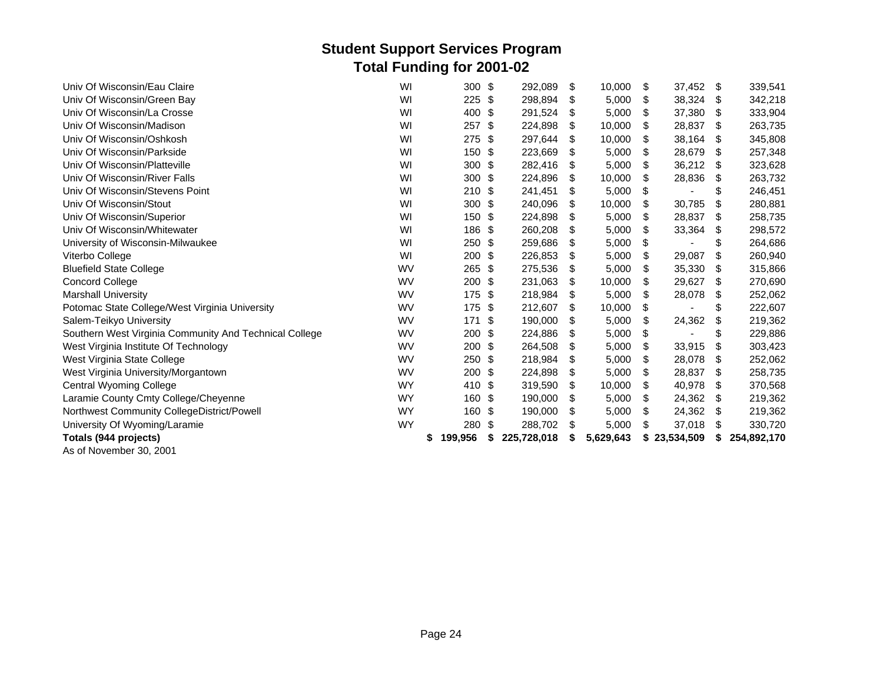# Student Support Services Program
## Total Funding for 2001-02

| | | | | | | |
|---|---|---|---|---|---|---|
| Univ Of Wisconsin/Eau Claire | WI | 300 | $ 292,089 | $ 10,000 | $ 37,452 | $ 339,541 |
| Univ Of Wisconsin/Green Bay | WI | 225 | $ 298,894 | $ 5,000 | $ 38,324 | $ 342,218 |
| Univ Of Wisconsin/La Crosse | WI | 400 | $ 291,524 | $ 5,000 | $ 37,380 | $ 333,904 |
| Univ Of Wisconsin/Madison | WI | 257 | $ 224,898 | $ 10,000 | $ 28,837 | $ 263,735 |
| Univ Of Wisconsin/Oshkosh | WI | 275 | $ 297,644 | $ 10,000 | $ 38,164 | $ 345,808 |
| Univ Of Wisconsin/Parkside | WI | 150 | $ 223,669 | $ 5,000 | $ 28,679 | $ 257,348 |
| Univ Of Wisconsin/Platteville | WI | 300 | $ 282,416 | $ 5,000 | $ 36,212 | $ 323,628 |
| Univ Of Wisconsin/River Falls | WI | 300 | $ 224,896 | $ 10,000 | $ 28,836 | $ 263,732 |
| Univ Of Wisconsin/Stevens Point | WI | 210 | $ 241,451 | $ 5,000 | $ - | $ 246,451 |
| Univ Of Wisconsin/Stout | WI | 300 | $ 240,096 | $ 10,000 | $ 30,785 | $ 280,881 |
| Univ Of Wisconsin/Superior | WI | 150 | $ 224,898 | $ 5,000 | $ 28,837 | $ 258,735 |
| Univ Of Wisconsin/Whitewater | WI | 186 | $ 260,208 | $ 5,000 | $ 33,364 | $ 298,572 |
| University of Wisconsin-Milwaukee | WI | 250 | $ 259,686 | $ 5,000 | $ - | $ 264,686 |
| Viterbo College | WI | 200 | $ 226,853 | $ 5,000 | $ 29,087 | $ 260,940 |
| Bluefield State College | WV | 265 | $ 275,536 | $ 5,000 | $ 35,330 | $ 315,866 |
| Concord College | WV | 200 | $ 231,063 | $ 10,000 | $ 29,627 | $ 270,690 |
| Marshall University | WV | 175 | $ 218,984 | $ 5,000 | $ 28,078 | $ 252,062 |
| Potomac State College/West Virginia University | WV | 175 | $ 212,607 | $ 10,000 | $ - | $ 222,607 |
| Salem-Teikyo University | WV | 171 | $ 190,000 | $ 5,000 | $ 24,362 | $ 219,362 |
| Southern West Virginia Community And Technical College | WV | 200 | $ 224,886 | $ 5,000 | $ - | $ 229,886 |
| West Virginia Institute Of Technology | WV | 200 | $ 264,508 | $ 5,000 | $ 33,915 | $ 303,423 |
| West Virginia State College | WV | 250 | $ 218,984 | $ 5,000 | $ 28,078 | $ 252,062 |
| West Virginia University/Morgantown | WV | 200 | $ 224,898 | $ 5,000 | $ 28,837 | $ 258,735 |
| Central Wyoming College | WY | 410 | $ 319,590 | $ 10,000 | $ 40,978 | $ 370,568 |
| Laramie County Cmty College/Cheyenne | WY | 160 | $ 190,000 | $ 5,000 | $ 24,362 | $ 219,362 |
| Northwest Community CollegeDistrict/Powell | WY | 160 | $ 190,000 | $ 5,000 | $ 24,362 | $ 219,362 |
| University Of Wyoming/Laramie | WY | 280 | $ 288,702 | $ 5,000 | $ 37,018 | $ 330,720 |
| **Totals (944 projects)** | | **$ 199,956** | **$ 225,728,018** | **$ 5,629,643** | **$ 23,534,509** | **$ 254,892,170** |

As of November 30, 2001